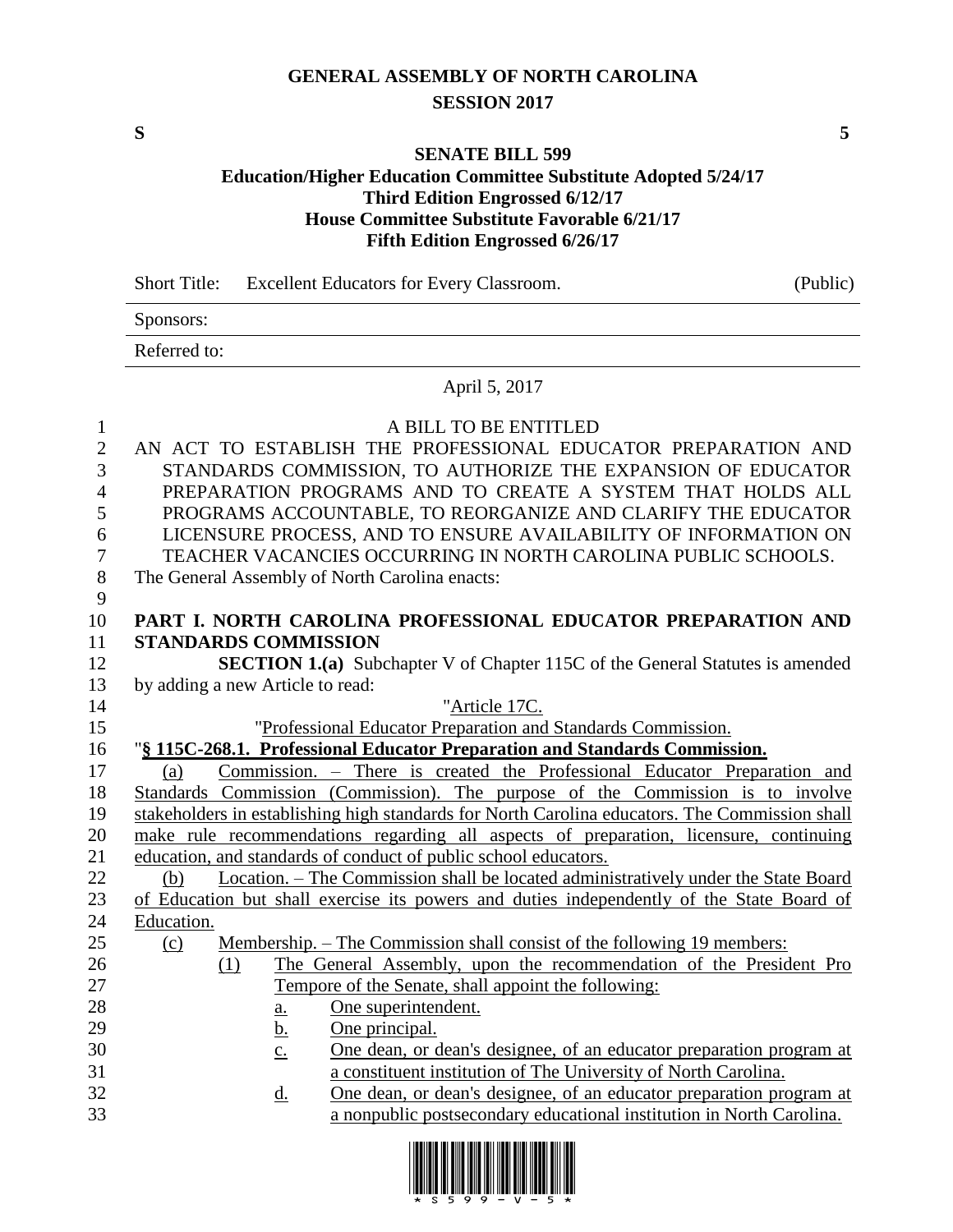# GENERAL ASSEMBLY OF NORTH CAROLINA
## SESSION 2017

**S** **5**

### SENATE BILL 599
**Education/Higher Education Committee Substitute Adopted 5/24/17**
**Third Edition Engrossed 6/12/17**
**House Committee Substitute Favorable 6/21/17**
**Fifth Edition Engrossed 6/26/17**

Short Title: Excellent Educators for Every Classroom. (Public)

Sponsors:

Referred to:

April 5, 2017

A BILL TO BE ENTITLED

AN ACT TO ESTABLISH THE PROFESSIONAL EDUCATOR PREPARATION AND STANDARDS COMMISSION, TO AUTHORIZE THE EXPANSION OF EDUCATOR PREPARATION PROGRAMS AND TO CREATE A SYSTEM THAT HOLDS ALL PROGRAMS ACCOUNTABLE, TO REORGANIZE AND CLARIFY THE EDUCATOR LICENSURE PROCESS, AND TO ENSURE AVAILABILITY OF INFORMATION ON TEACHER VACANCIES OCCURRING IN NORTH CAROLINA PUBLIC SCHOOLS.

The General Assembly of North Carolina enacts:

**PART I. NORTH CAROLINA PROFESSIONAL EDUCATOR PREPARATION AND STANDARDS COMMISSION**

**SECTION 1.(a)** Subchapter V of Chapter 115C of the General Statutes is amended by adding a new Article to read:

"Article 17C.

"Professional Educator Preparation and Standards Commission.

"**§ 115C-268.1. Professional Educator Preparation and Standards Commission.**

(a) Commission. – There is created the Professional Educator Preparation and Standards Commission (Commission). The purpose of the Commission is to involve stakeholders in establishing high standards for North Carolina educators. The Commission shall make rule recommendations regarding all aspects of preparation, licensure, continuing education, and standards of conduct of public school educators.

(b) Location. – The Commission shall be located administratively under the State Board of Education but shall exercise its powers and duties independently of the State Board of Education.

(c) Membership. – The Commission shall consist of the following 19 members:

(1) The General Assembly, upon the recommendation of the President Pro Tempore of the Senate, shall appoint the following:

a. One superintendent.

b. One principal.

c. One dean, or dean's designee, of an educator preparation program at a constituent institution of The University of North Carolina.

d. One dean, or dean's designee, of an educator preparation program at a nonpublic postsecondary educational institution in North Carolina.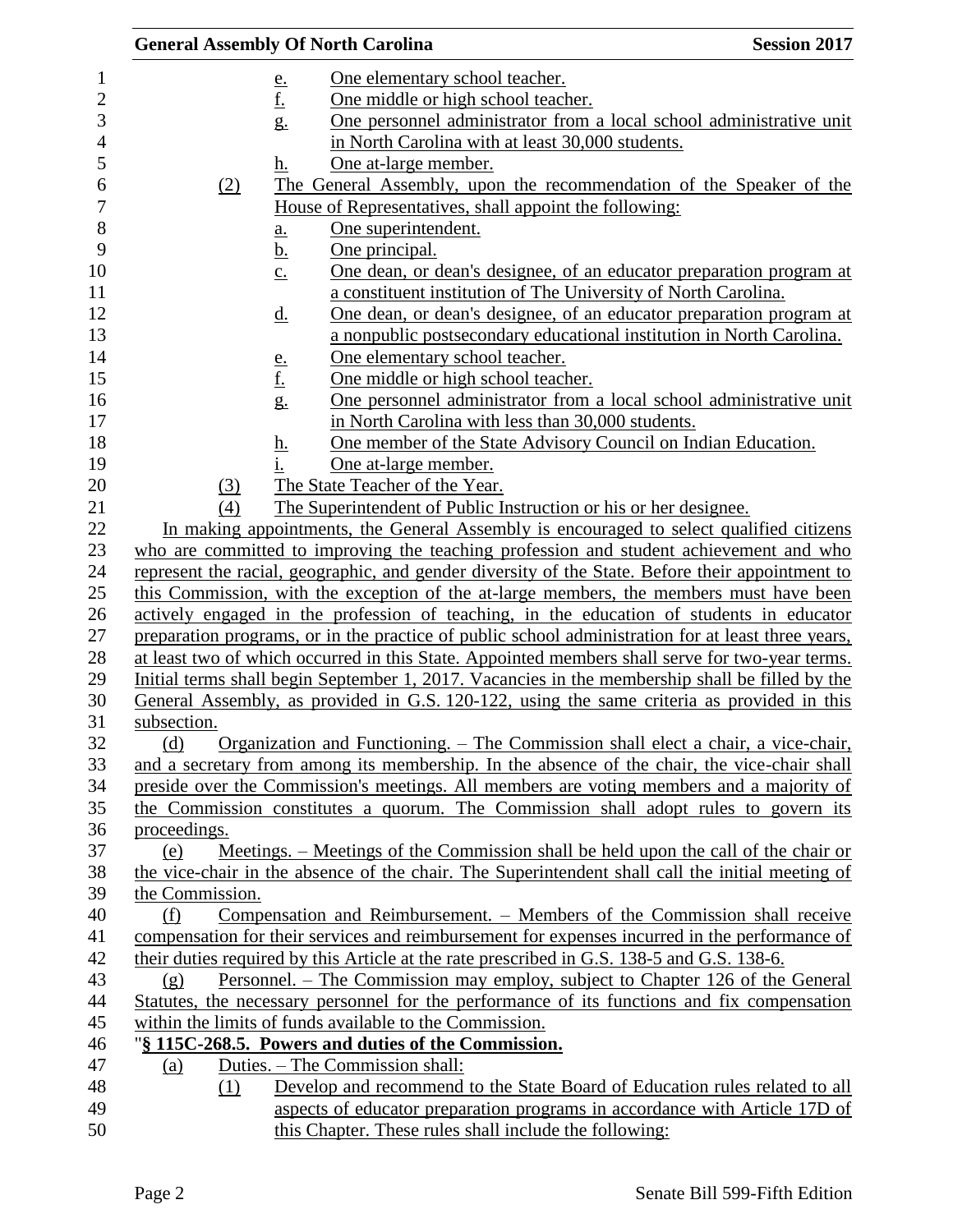e. One elementary school teacher.
f. One middle or high school teacher.
g. One personnel administrator from a local school administrative unit in North Carolina with at least 30,000 students.
h. One at-large member.

(2) The General Assembly, upon the recommendation of the Speaker of the House of Representatives, shall appoint the following:
a. One superintendent.
b. One principal.
c. One dean, or dean's designee, of an educator preparation program at a constituent institution of The University of North Carolina.
d. One dean, or dean's designee, of an educator preparation program at a nonpublic postsecondary educational institution in North Carolina.
e. One elementary school teacher.
f. One middle or high school teacher.
g. One personnel administrator from a local school administrative unit in North Carolina with less than 30,000 students.
h. One member of the State Advisory Council on Indian Education.
i. One at-large member.

(3) The State Teacher of the Year.

(4) The Superintendent of Public Instruction or his or her designee.

In making appointments, the General Assembly is encouraged to select qualified citizens who are committed to improving the teaching profession and student achievement and who represent the racial, geographic, and gender diversity of the State. Before their appointment to this Commission, with the exception of the at-large members, the members must have been actively engaged in the profession of teaching, in the education of students in educator preparation programs, or in the practice of public school administration for at least three years, at least two of which occurred in this State. Appointed members shall serve for two-year terms. Initial terms shall begin September 1, 2017. Vacancies in the membership shall be filled by the General Assembly, as provided in G.S. 120-122, using the same criteria as provided in this subsection.

(d) Organization and Functioning. – The Commission shall elect a chair, a vice-chair, and a secretary from among its membership. In the absence of the chair, the vice-chair shall preside over the Commission's meetings. All members are voting members and a majority of the Commission constitutes a quorum. The Commission shall adopt rules to govern its proceedings.

(e) Meetings. – Meetings of the Commission shall be held upon the call of the chair or the vice-chair in the absence of the chair. The Superintendent shall call the initial meeting of the Commission.

(f) Compensation and Reimbursement. – Members of the Commission shall receive compensation for their services and reimbursement for expenses incurred in the performance of their duties required by this Article at the rate prescribed in G.S. 138-5 and G.S. 138-6.

(g) Personnel. – The Commission may employ, subject to Chapter 126 of the General Statutes, the necessary personnel for the performance of its functions and fix compensation within the limits of funds available to the Commission.

"**§ 115C-268.5. Powers and duties of the Commission.**

(a) Duties. – The Commission shall:

(1) Develop and recommend to the State Board of Education rules related to all aspects of educator preparation programs in accordance with Article 17D of this Chapter. These rules shall include the following: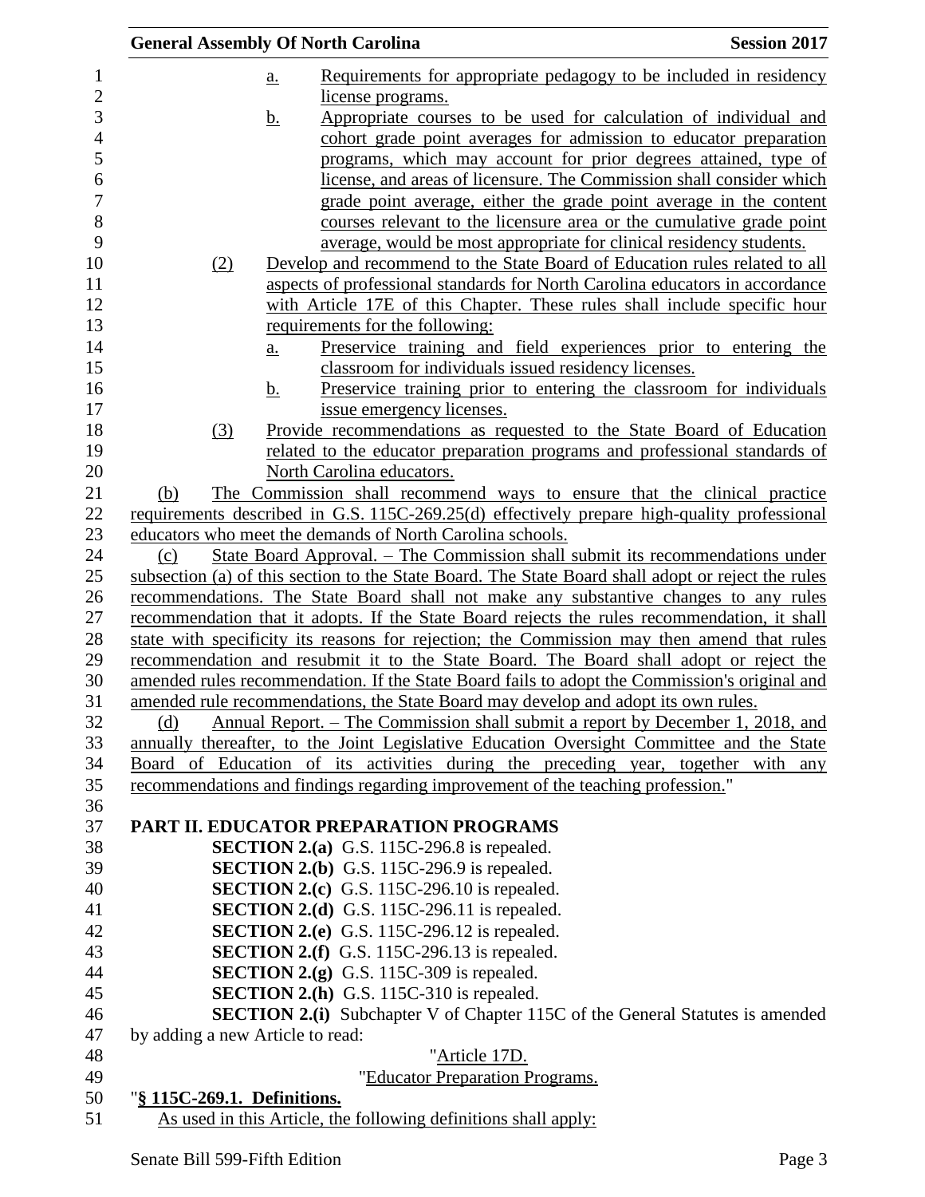a. Requirements for appropriate pedagogy to be included in residency license programs.

b. Appropriate courses to be used for calculation of individual and cohort grade point averages for admission to educator preparation programs, which may account for prior degrees attained, type of license, and areas of licensure. The Commission shall consider which grade point average, either the grade point average in the content courses relevant to the licensure area or the cumulative grade point average, would be most appropriate for clinical residency students.

(2) Develop and recommend to the State Board of Education rules related to all aspects of professional standards for North Carolina educators in accordance with Article 17E of this Chapter. These rules shall include specific hour requirements for the following:

a. Preservice training and field experiences prior to entering the classroom for individuals issued residency licenses.

b. Preservice training prior to entering the classroom for individuals issue emergency licenses.

(3) Provide recommendations as requested to the State Board of Education related to the educator preparation programs and professional standards of North Carolina educators.

(b) The Commission shall recommend ways to ensure that the clinical practice requirements described in G.S. 115C-269.25(d) effectively prepare high-quality professional educators who meet the demands of North Carolina schools.

(c) State Board Approval. – The Commission shall submit its recommendations under subsection (a) of this section to the State Board. The State Board shall adopt or reject the rules recommendations. The State Board shall not make any substantive changes to any rules recommendation that it adopts. If the State Board rejects the rules recommendation, it shall state with specificity its reasons for rejection; the Commission may then amend that rules recommendation and resubmit it to the State Board. The Board shall adopt or reject the amended rules recommendation. If the State Board fails to adopt the Commission's original and amended rule recommendations, the State Board may develop and adopt its own rules.

(d) Annual Report. – The Commission shall submit a report by December 1, 2018, and annually thereafter, to the Joint Legislative Education Oversight Committee and the State Board of Education of its activities during the preceding year, together with any recommendations and findings regarding improvement of the teaching profession."

**PART II. EDUCATOR PREPARATION PROGRAMS**

**SECTION 2.(a)** G.S. 115C-296.8 is repealed.

**SECTION 2.(b)** G.S. 115C-296.9 is repealed.

**SECTION 2.(c)** G.S. 115C-296.10 is repealed.

**SECTION 2.(d)** G.S. 115C-296.11 is repealed.

**SECTION 2.(e)** G.S. 115C-296.12 is repealed.

**SECTION 2.(f)** G.S. 115C-296.13 is repealed.

**SECTION 2.(g)** G.S. 115C-309 is repealed.

**SECTION 2.(h)** G.S. 115C-310 is repealed.

**SECTION 2.(i)** Subchapter V of Chapter 115C of the General Statutes is amended by adding a new Article to read:

"Article 17D.

"Educator Preparation Programs.

"**§ 115C-269.1. Definitions.**

As used in this Article, the following definitions shall apply: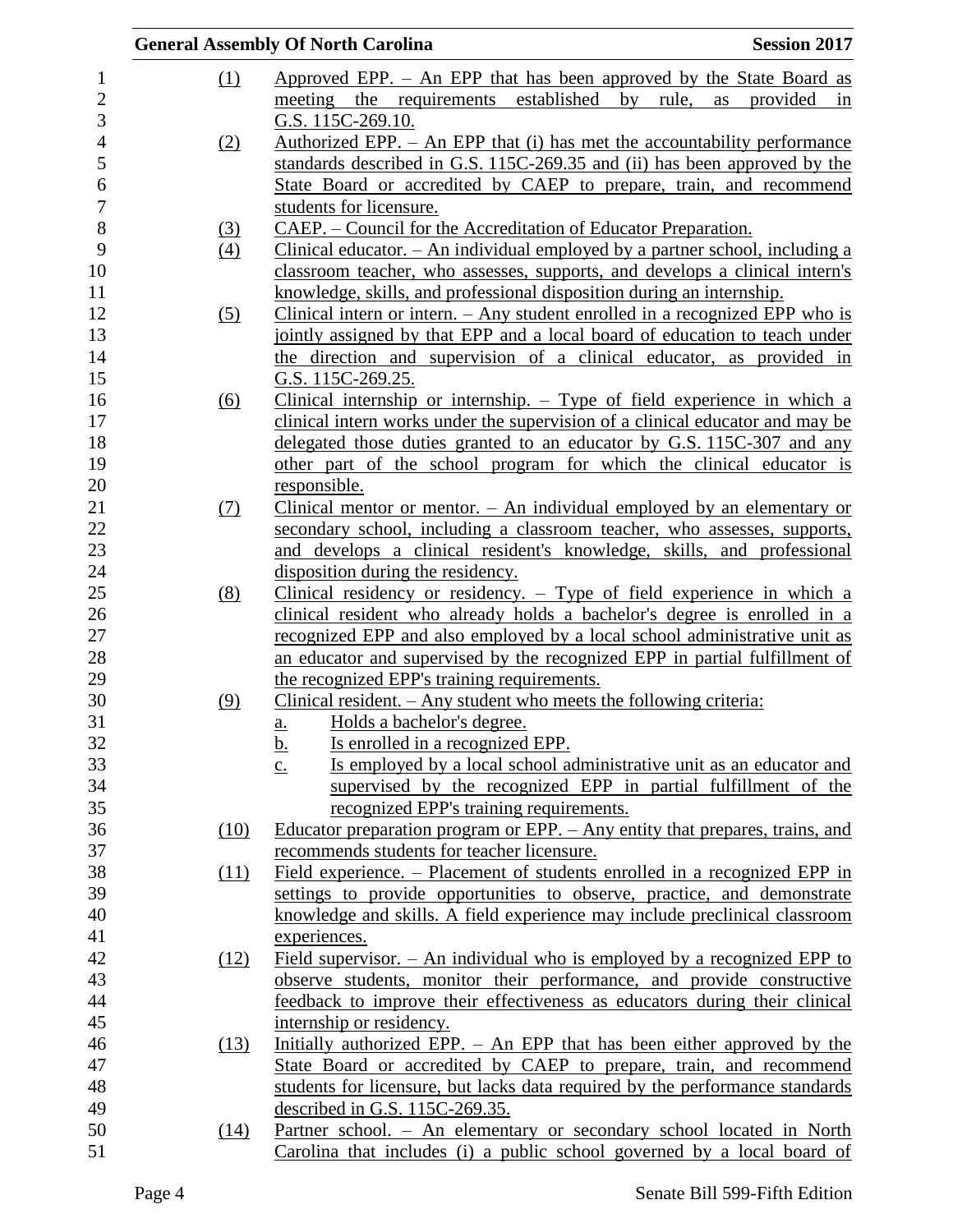(1) Approved EPP. – An EPP that has been approved by the State Board as meeting the requirements established by rule, as provided in G.S. 115C-269.10.

(2) Authorized EPP. – An EPP that (i) has met the accountability performance standards described in G.S. 115C-269.35 and (ii) has been approved by the State Board or accredited by CAEP to prepare, train, and recommend students for licensure.

(3) CAEP. – Council for the Accreditation of Educator Preparation.

(4) Clinical educator. – An individual employed by a partner school, including a classroom teacher, who assesses, supports, and develops a clinical intern's knowledge, skills, and professional disposition during an internship.

(5) Clinical intern or intern. – Any student enrolled in a recognized EPP who is jointly assigned by that EPP and a local board of education to teach under the direction and supervision of a clinical educator, as provided in G.S. 115C-269.25.

(6) Clinical internship or internship. – Type of field experience in which a clinical intern works under the supervision of a clinical educator and may be delegated those duties granted to an educator by G.S. 115C-307 and any other part of the school program for which the clinical educator is responsible.

(7) Clinical mentor or mentor. – An individual employed by an elementary or secondary school, including a classroom teacher, who assesses, supports, and develops a clinical resident's knowledge, skills, and professional disposition during the residency.

(8) Clinical residency or residency. – Type of field experience in which a clinical resident who already holds a bachelor's degree is enrolled in a recognized EPP and also employed by a local school administrative unit as an educator and supervised by the recognized EPP in partial fulfillment of the recognized EPP's training requirements.

(9) Clinical resident. – Any student who meets the following criteria:

   a. Holds a bachelor's degree.
   b. Is enrolled in a recognized EPP.
   c. Is employed by a local school administrative unit as an educator and supervised by the recognized EPP in partial fulfillment of the recognized EPP's training requirements.

(10) Educator preparation program or EPP. – Any entity that prepares, trains, and recommends students for teacher licensure.

(11) Field experience. – Placement of students enrolled in a recognized EPP in settings to provide opportunities to observe, practice, and demonstrate knowledge and skills. A field experience may include preclinical classroom experiences.

(12) Field supervisor. – An individual who is employed by a recognized EPP to observe students, monitor their performance, and provide constructive feedback to improve their effectiveness as educators during their clinical internship or residency.

(13) Initially authorized EPP. – An EPP that has been either approved by the State Board or accredited by CAEP to prepare, train, and recommend students for licensure, but lacks data required by the performance standards described in G.S. 115C-269.35.

(14) Partner school. – An elementary or secondary school located in North Carolina that includes (i) a public school governed by a local board of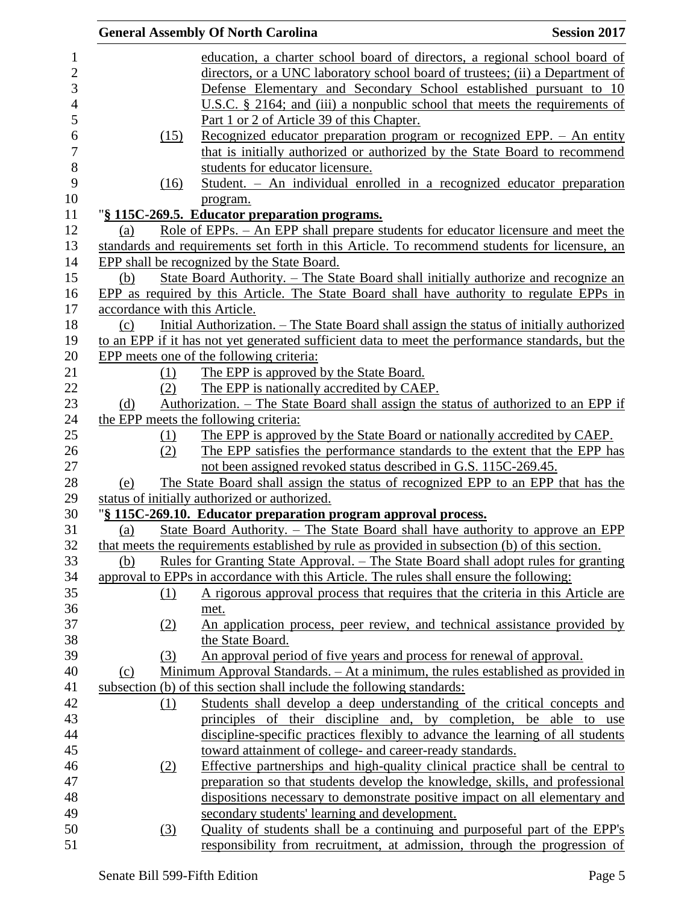education, a charter school board of directors, a regional school board of directors, or a UNC laboratory school board of trustees; (ii) a Department of Defense Elementary and Secondary School established pursuant to 10 U.S.C. § 2164; and (iii) a nonpublic school that meets the requirements of Part 1 or 2 of Article 39 of this Chapter.

(15) Recognized educator preparation program or recognized EPP. – An entity that is initially authorized or authorized by the State Board to recommend students for educator licensure.

(16) Student. – An individual enrolled in a recognized educator preparation program.

"**§ 115C-269.5. Educator preparation programs.**

(a) Role of EPPs. – An EPP shall prepare students for educator licensure and meet the standards and requirements set forth in this Article. To recommend students for licensure, an EPP shall be recognized by the State Board.

(b) State Board Authority. – The State Board shall initially authorize and recognize an EPP as required by this Article. The State Board shall have authority to regulate EPPs in accordance with this Article.

(c) Initial Authorization. – The State Board shall assign the status of initially authorized to an EPP if it has not yet generated sufficient data to meet the performance standards, but the EPP meets one of the following criteria:

(1) The EPP is approved by the State Board.

(2) The EPP is nationally accredited by CAEP.

(d) Authorization. – The State Board shall assign the status of authorized to an EPP if the EPP meets the following criteria:

(1) The EPP is approved by the State Board or nationally accredited by CAEP.

(2) The EPP satisfies the performance standards to the extent that the EPP has not been assigned revoked status described in G.S. 115C-269.45.

(e) The State Board shall assign the status of recognized EPP to an EPP that has the status of initially authorized or authorized.

"**§ 115C-269.10. Educator preparation program approval process.**

(a) State Board Authority. – The State Board shall have authority to approve an EPP that meets the requirements established by rule as provided in subsection (b) of this section.

(b) Rules for Granting State Approval. – The State Board shall adopt rules for granting approval to EPPs in accordance with this Article. The rules shall ensure the following:

(1) A rigorous approval process that requires that the criteria in this Article are met.

(2) An application process, peer review, and technical assistance provided by the State Board.

(3) An approval period of five years and process for renewal of approval.

(c) Minimum Approval Standards. – At a minimum, the rules established as provided in subsection (b) of this section shall include the following standards:

(1) Students shall develop a deep understanding of the critical concepts and principles of their discipline and, by completion, be able to use discipline-specific practices flexibly to advance the learning of all students toward attainment of college- and career-ready standards.

(2) Effective partnerships and high-quality clinical practice shall be central to preparation so that students develop the knowledge, skills, and professional dispositions necessary to demonstrate positive impact on all elementary and secondary students' learning and development.

(3) Quality of students shall be a continuing and purposeful part of the EPP's responsibility from recruitment, at admission, through the progression of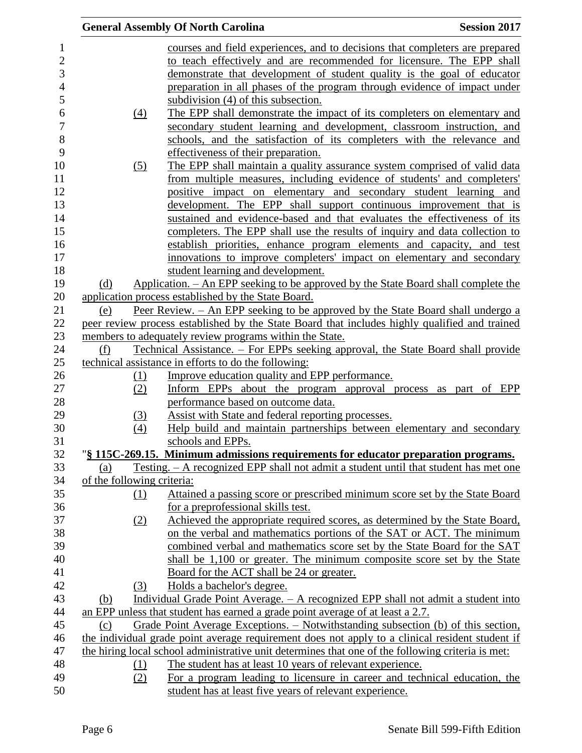courses and field experiences, and to decisions that completers are prepared to teach effectively and are recommended for licensure. The EPP shall demonstrate that development of student quality is the goal of educator preparation in all phases of the program through evidence of impact under subdivision (4) of this subsection.

(4) The EPP shall demonstrate the impact of its completers on elementary and secondary student learning and development, classroom instruction, and schools, and the satisfaction of its completers with the relevance and effectiveness of their preparation.

(5) The EPP shall maintain a quality assurance system comprised of valid data from multiple measures, including evidence of students' and completers' positive impact on elementary and secondary student learning and development. The EPP shall support continuous improvement that is sustained and evidence-based and that evaluates the effectiveness of its completers. The EPP shall use the results of inquiry and data collection to establish priorities, enhance program elements and capacity, and test innovations to improve completers' impact on elementary and secondary student learning and development.

(d) Application. – An EPP seeking to be approved by the State Board shall complete the application process established by the State Board.

(e) Peer Review. – An EPP seeking to be approved by the State Board shall undergo a peer review process established by the State Board that includes highly qualified and trained members to adequately review programs within the State.

(f) Technical Assistance. – For EPPs seeking approval, the State Board shall provide technical assistance in efforts to do the following:

(1) Improve education quality and EPP performance.

(2) Inform EPPs about the program approval process as part of EPP performance based on outcome data.

(3) Assist with State and federal reporting processes.

(4) Help build and maintain partnerships between elementary and secondary schools and EPPs.

"**§ 115C-269.15. Minimum admissions requirements for educator preparation programs.**

(a) Testing. – A recognized EPP shall not admit a student until that student has met one of the following criteria:

(1) Attained a passing score or prescribed minimum score set by the State Board for a preprofessional skills test.

(2) Achieved the appropriate required scores, as determined by the State Board, on the verbal and mathematics portions of the SAT or ACT. The minimum combined verbal and mathematics score set by the State Board for the SAT shall be 1,100 or greater. The minimum composite score set by the State Board for the ACT shall be 24 or greater.

(3) Holds a bachelor's degree.

(b) Individual Grade Point Average. – A recognized EPP shall not admit a student into an EPP unless that student has earned a grade point average of at least a 2.7.

(c) Grade Point Average Exceptions. – Notwithstanding subsection (b) of this section, the individual grade point average requirement does not apply to a clinical resident student if the hiring local school administrative unit determines that one of the following criteria is met:

(1) The student has at least 10 years of relevant experience.

(2) For a program leading to licensure in career and technical education, the student has at least five years of relevant experience.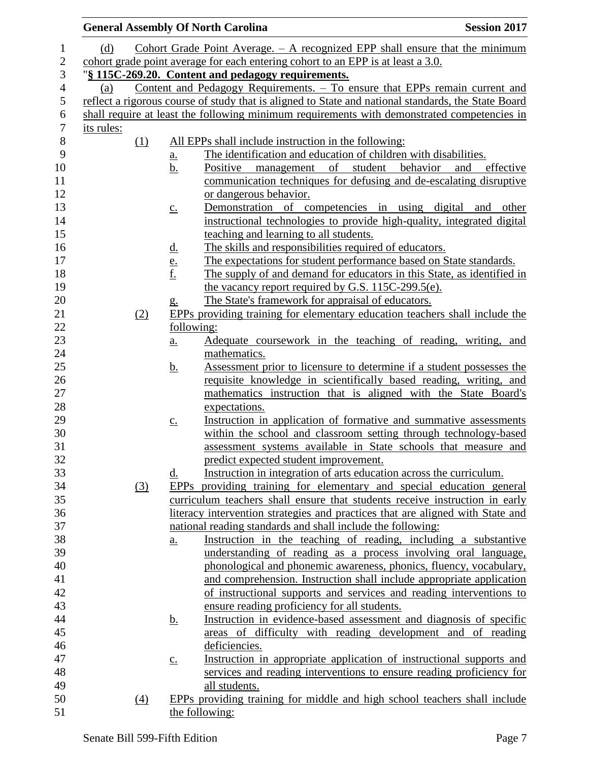(d) Cohort Grade Point Average. – A recognized EPP shall ensure that the minimum cohort grade point average for each entering cohort to an EPP is at least a 3.0.

"**§ 115C-269.20. Content and pedagogy requirements.**

(a) Content and Pedagogy Requirements. – To ensure that EPPs remain current and reflect a rigorous course of study that is aligned to State and national standards, the State Board shall require at least the following minimum requirements with demonstrated competencies in its rules:

(1) All EPPs shall include instruction in the following:

a. The identification and education of children with disabilities.

b. Positive management of student behavior and effective communication techniques for defusing and de-escalating disruptive or dangerous behavior.

c. Demonstration of competencies in using digital and other instructional technologies to provide high-quality, integrated digital teaching and learning to all students.

d. The skills and responsibilities required of educators.

e. The expectations for student performance based on State standards.

f. The supply of and demand for educators in this State, as identified in the vacancy report required by G.S. 115C-299.5(e).

g. The State's framework for appraisal of educators.

(2) EPPs providing training for elementary education teachers shall include the following:

a. Adequate coursework in the teaching of reading, writing, and mathematics.

b. Assessment prior to licensure to determine if a student possesses the requisite knowledge in scientifically based reading, writing, and mathematics instruction that is aligned with the State Board's expectations.

c. Instruction in application of formative and summative assessments within the school and classroom setting through technology-based assessment systems available in State schools that measure and predict expected student improvement.

d. Instruction in integration of arts education across the curriculum.

(3) EPPs providing training for elementary and special education general curriculum teachers shall ensure that students receive instruction in early literacy intervention strategies and practices that are aligned with State and national reading standards and shall include the following:

a. Instruction in the teaching of reading, including a substantive understanding of reading as a process involving oral language, phonological and phonemic awareness, phonics, fluency, vocabulary, and comprehension. Instruction shall include appropriate application of instructional supports and services and reading interventions to ensure reading proficiency for all students.

b. Instruction in evidence-based assessment and diagnosis of specific areas of difficulty with reading development and of reading deficiencies.

c. Instruction in appropriate application of instructional supports and services and reading interventions to ensure reading proficiency for all students.

(4) EPPs providing training for middle and high school teachers shall include the following: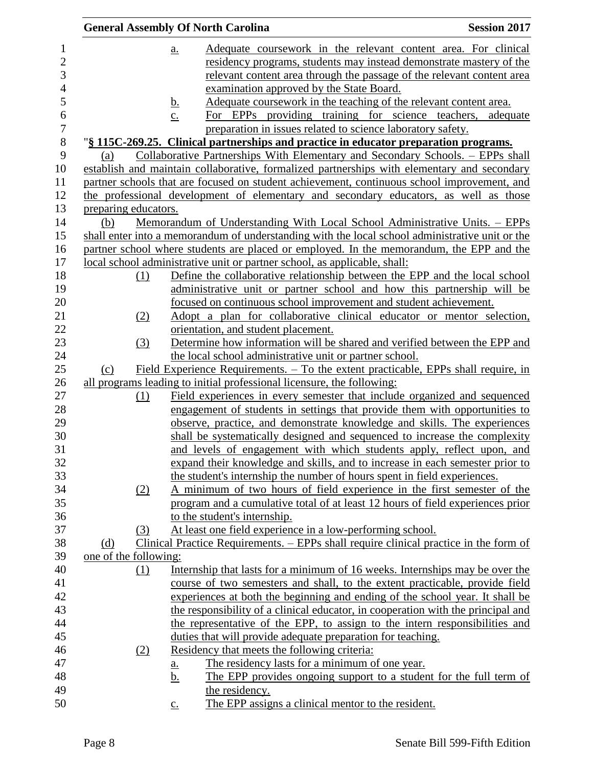a. Adequate coursework in the relevant content area. For clinical residency programs, students may instead demonstrate mastery of the relevant content area through the passage of the relevant content area examination approved by the State Board.

b. Adequate coursework in the teaching of the relevant content area.

c. For EPPs providing training for science teachers, adequate preparation in issues related to science laboratory safety.

"**§ 115C-269.25. Clinical partnerships and practice in educator preparation programs.**

(a) Collaborative Partnerships With Elementary and Secondary Schools. – EPPs shall establish and maintain collaborative, formalized partnerships with elementary and secondary partner schools that are focused on student achievement, continuous school improvement, and the professional development of elementary and secondary educators, as well as those preparing educators.

(b) Memorandum of Understanding With Local School Administrative Units. – EPPs shall enter into a memorandum of understanding with the local school administrative unit or the partner school where students are placed or employed. In the memorandum, the EPP and the local school administrative unit or partner school, as applicable, shall:

(1) Define the collaborative relationship between the EPP and the local school administrative unit or partner school and how this partnership will be focused on continuous school improvement and student achievement.

(2) Adopt a plan for collaborative clinical educator or mentor selection, orientation, and student placement.

(3) Determine how information will be shared and verified between the EPP and the local school administrative unit or partner school.

(c) Field Experience Requirements. – To the extent practicable, EPPs shall require, in all programs leading to initial professional licensure, the following:

(1) Field experiences in every semester that include organized and sequenced engagement of students in settings that provide them with opportunities to observe, practice, and demonstrate knowledge and skills. The experiences shall be systematically designed and sequenced to increase the complexity and levels of engagement with which students apply, reflect upon, and expand their knowledge and skills, and to increase in each semester prior to the student's internship the number of hours spent in field experiences.

(2) A minimum of two hours of field experience in the first semester of the program and a cumulative total of at least 12 hours of field experiences prior to the student's internship.

(3) At least one field experience in a low-performing school.

(d) Clinical Practice Requirements. – EPPs shall require clinical practice in the form of one of the following:

(1) Internship that lasts for a minimum of 16 weeks. Internships may be over the course of two semesters and shall, to the extent practicable, provide field experiences at both the beginning and ending of the school year. It shall be the responsibility of a clinical educator, in cooperation with the principal and the representative of the EPP, to assign to the intern responsibilities and duties that will provide adequate preparation for teaching.

(2) Residency that meets the following criteria:

a. The residency lasts for a minimum of one year.

b. The EPP provides ongoing support to a student for the full term of the residency.

c. The EPP assigns a clinical mentor to the resident.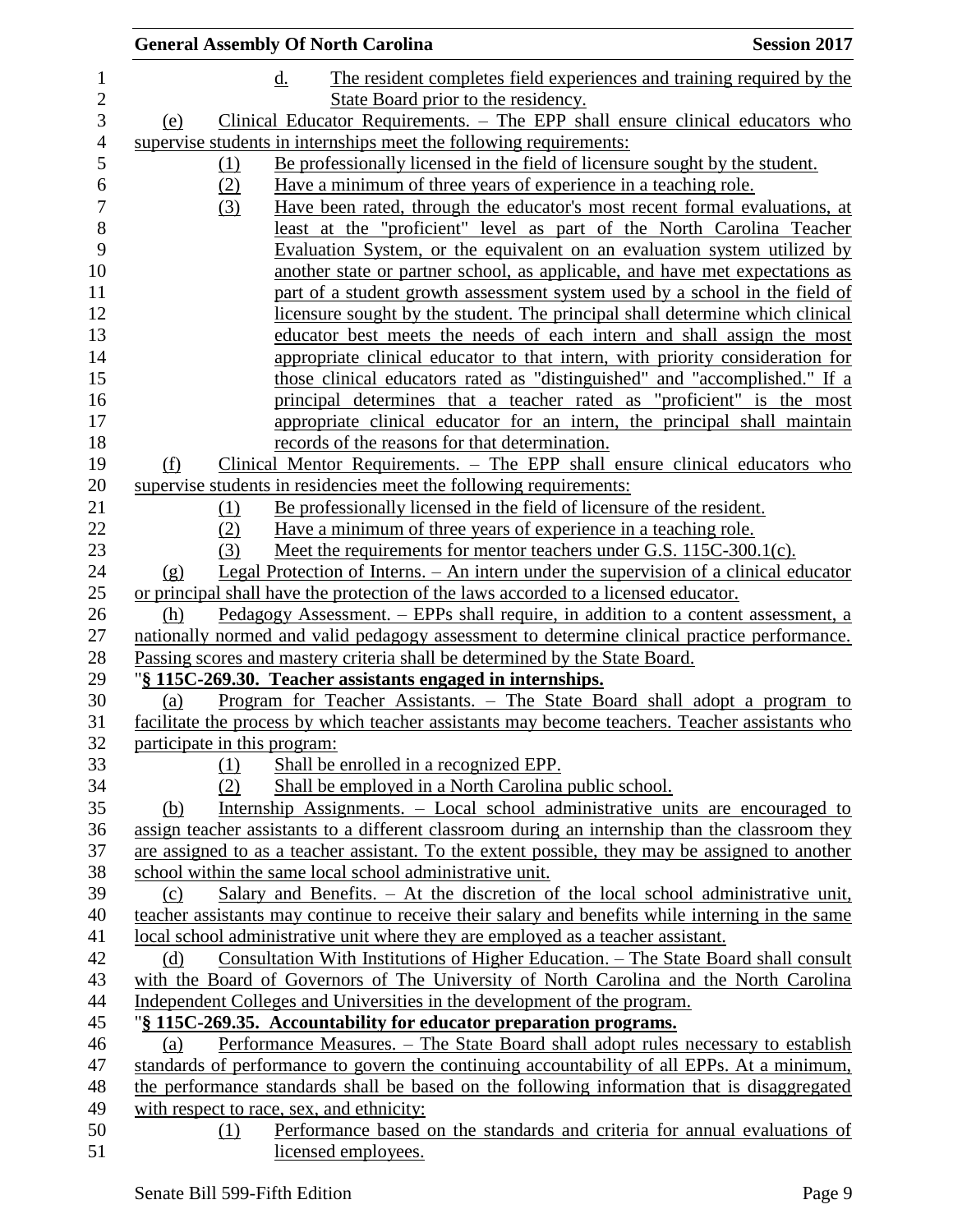d. The resident completes field experiences and training required by the State Board prior to the residency.

(e) Clinical Educator Requirements. – The EPP shall ensure clinical educators who supervise students in internships meet the following requirements:

(1) Be professionally licensed in the field of licensure sought by the student.

(2) Have a minimum of three years of experience in a teaching role.

(3) Have been rated, through the educator's most recent formal evaluations, at least at the "proficient" level as part of the North Carolina Teacher Evaluation System, or the equivalent on an evaluation system utilized by another state or partner school, as applicable, and have met expectations as part of a student growth assessment system used by a school in the field of licensure sought by the student. The principal shall determine which clinical educator best meets the needs of each intern and shall assign the most appropriate clinical educator to that intern, with priority consideration for those clinical educators rated as "distinguished" and "accomplished." If a principal determines that a teacher rated as "proficient" is the most appropriate clinical educator for an intern, the principal shall maintain records of the reasons for that determination.

(f) Clinical Mentor Requirements. – The EPP shall ensure clinical educators who supervise students in residencies meet the following requirements:

(1) Be professionally licensed in the field of licensure of the resident.

(2) Have a minimum of three years of experience in a teaching role.

(3) Meet the requirements for mentor teachers under G.S. 115C-300.1(c).

(g) Legal Protection of Interns. – An intern under the supervision of a clinical educator or principal shall have the protection of the laws accorded to a licensed educator.

(h) Pedagogy Assessment. – EPPs shall require, in addition to a content assessment, a nationally normed and valid pedagogy assessment to determine clinical practice performance. Passing scores and mastery criteria shall be determined by the State Board.

"**§ 115C-269.30. Teacher assistants engaged in internships.**

(a) Program for Teacher Assistants. – The State Board shall adopt a program to facilitate the process by which teacher assistants may become teachers. Teacher assistants who participate in this program:

(1) Shall be enrolled in a recognized EPP.

(2) Shall be employed in a North Carolina public school.

(b) Internship Assignments. – Local school administrative units are encouraged to assign teacher assistants to a different classroom during an internship than the classroom they are assigned to as a teacher assistant. To the extent possible, they may be assigned to another school within the same local school administrative unit.

(c) Salary and Benefits. – At the discretion of the local school administrative unit, teacher assistants may continue to receive their salary and benefits while interning in the same local school administrative unit where they are employed as a teacher assistant.

(d) Consultation With Institutions of Higher Education. – The State Board shall consult with the Board of Governors of The University of North Carolina and the North Carolina Independent Colleges and Universities in the development of the program.

"**§ 115C-269.35. Accountability for educator preparation programs.**

(a) Performance Measures. – The State Board shall adopt rules necessary to establish standards of performance to govern the continuing accountability of all EPPs. At a minimum, the performance standards shall be based on the following information that is disaggregated with respect to race, sex, and ethnicity:

(1) Performance based on the standards and criteria for annual evaluations of licensed employees.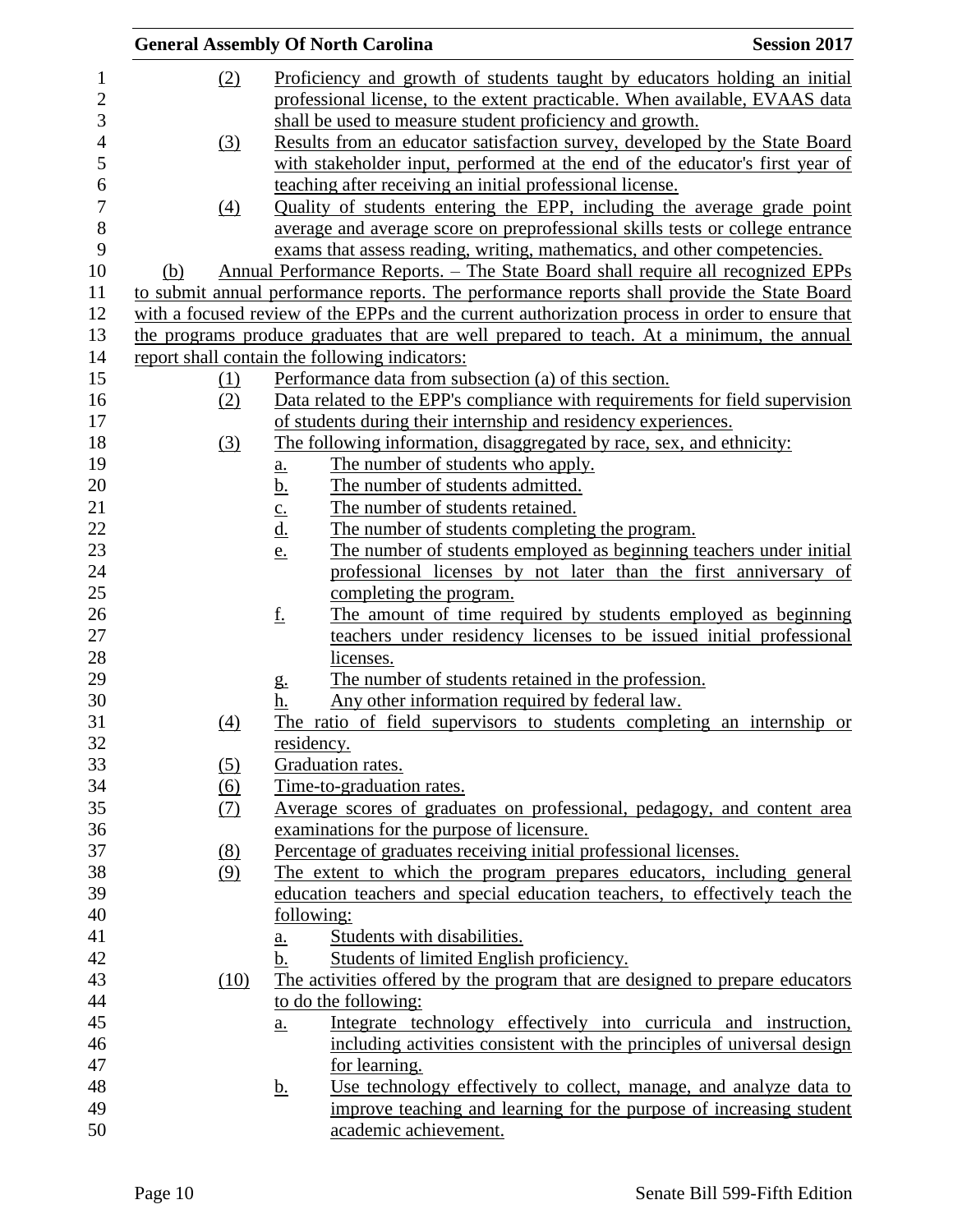(2) Proficiency and growth of students taught by educators holding an initial professional license, to the extent practicable. When available, EVAAS data shall be used to measure student proficiency and growth.

(3) Results from an educator satisfaction survey, developed by the State Board with stakeholder input, performed at the end of the educator's first year of teaching after receiving an initial professional license.

(4) Quality of students entering the EPP, including the average grade point average and average score on preprofessional skills tests or college entrance exams that assess reading, writing, mathematics, and other competencies.

(b) Annual Performance Reports. – The State Board shall require all recognized EPPs to submit annual performance reports. The performance reports shall provide the State Board with a focused review of the EPPs and the current authorization process in order to ensure that the programs produce graduates that are well prepared to teach. At a minimum, the annual report shall contain the following indicators:

(1) Performance data from subsection (a) of this section.

(2) Data related to the EPP's compliance with requirements for field supervision of students during their internship and residency experiences.

(3) The following information, disaggregated by race, sex, and ethnicity:

a. The number of students who apply.

b. The number of students admitted.

c. The number of students retained.

d. The number of students completing the program.

e. The number of students employed as beginning teachers under initial professional licenses by not later than the first anniversary of completing the program.

f. The amount of time required by students employed as beginning teachers under residency licenses to be issued initial professional licenses.

g. The number of students retained in the profession.

h. Any other information required by federal law.

(4) The ratio of field supervisors to students completing an internship or residency.

(5) Graduation rates.

(6) Time-to-graduation rates.

(7) Average scores of graduates on professional, pedagogy, and content area examinations for the purpose of licensure.

(8) Percentage of graduates receiving initial professional licenses.

(9) The extent to which the program prepares educators, including general education teachers and special education teachers, to effectively teach the following:

a. Students with disabilities.

b. Students of limited English proficiency.

(10) The activities offered by the program that are designed to prepare educators to do the following:

a. Integrate technology effectively into curricula and instruction, including activities consistent with the principles of universal design for learning.

b. Use technology effectively to collect, manage, and analyze data to improve teaching and learning for the purpose of increasing student academic achievement.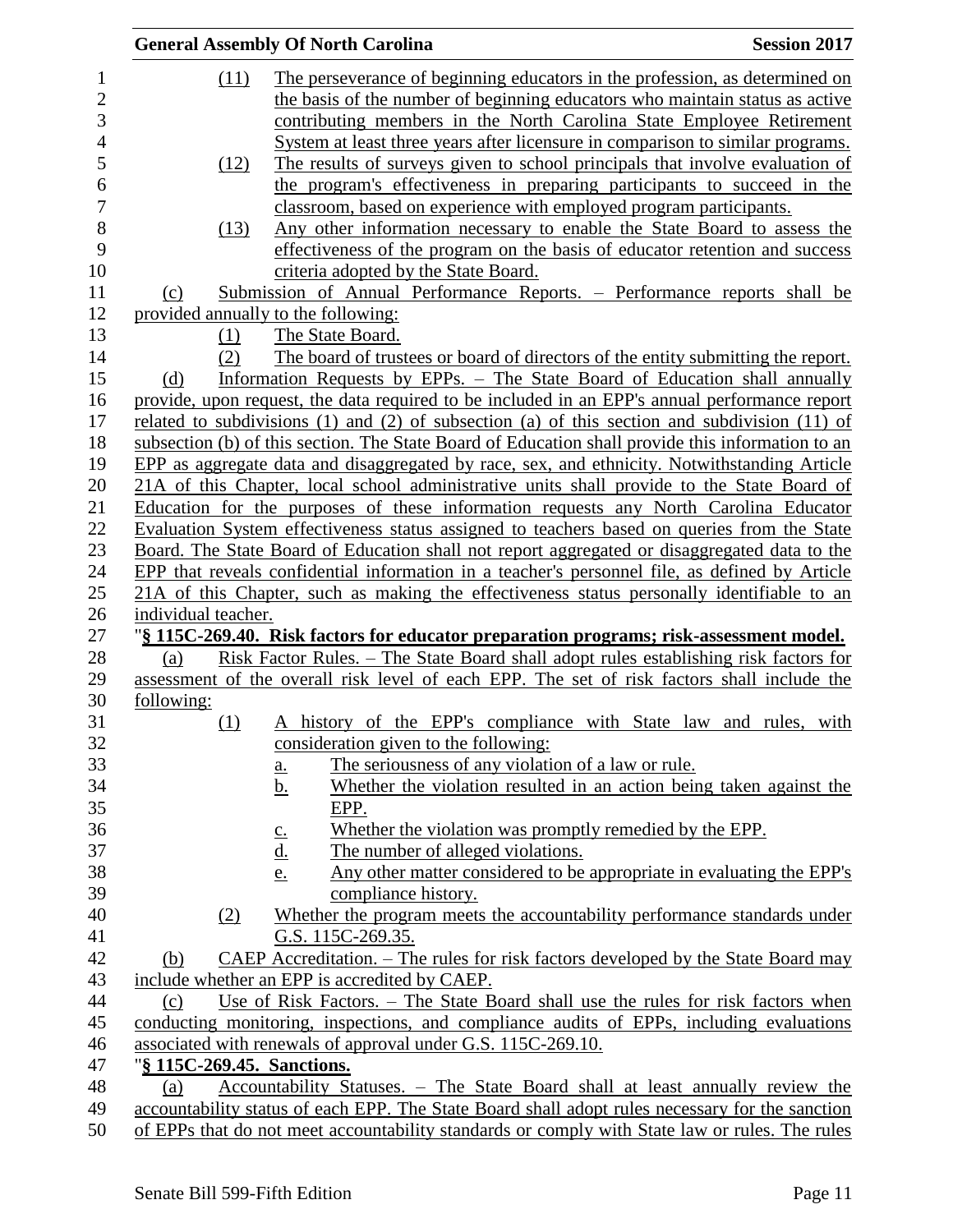(11) The perseverance of beginning educators in the profession, as determined on the basis of the number of beginning educators who maintain status as active contributing members in the North Carolina State Employee Retirement System at least three years after licensure in comparison to similar programs.

(12) The results of surveys given to school principals that involve evaluation of the program's effectiveness in preparing participants to succeed in the classroom, based on experience with employed program participants.

(13) Any other information necessary to enable the State Board to assess the effectiveness of the program on the basis of educator retention and success criteria adopted by the State Board.

(c) Submission of Annual Performance Reports. – Performance reports shall be provided annually to the following:

(1) The State Board.

(2) The board of trustees or board of directors of the entity submitting the report.

(d) Information Requests by EPPs. – The State Board of Education shall annually provide, upon request, the data required to be included in an EPP's annual performance report related to subdivisions (1) and (2) of subsection (a) of this section and subdivision (11) of subsection (b) of this section. The State Board of Education shall provide this information to an EPP as aggregate data and disaggregated by race, sex, and ethnicity. Notwithstanding Article 21A of this Chapter, local school administrative units shall provide to the State Board of Education for the purposes of these information requests any North Carolina Educator Evaluation System effectiveness status assigned to teachers based on queries from the State Board. The State Board of Education shall not report aggregated or disaggregated data to the EPP that reveals confidential information in a teacher's personnel file, as defined by Article 21A of this Chapter, such as making the effectiveness status personally identifiable to an individual teacher.

"**§ 115C-269.40. Risk factors for educator preparation programs; risk-assessment model.**

(a) Risk Factor Rules. – The State Board shall adopt rules establishing risk factors for assessment of the overall risk level of each EPP. The set of risk factors shall include the following:

(1) A history of the EPP's compliance with State law and rules, with consideration given to the following:

a. The seriousness of any violation of a law or rule.

b. Whether the violation resulted in an action being taken against the EPP.

c. Whether the violation was promptly remedied by the EPP.

d. The number of alleged violations.

e. Any other matter considered to be appropriate in evaluating the EPP's compliance history.

(2) Whether the program meets the accountability performance standards under G.S. 115C-269.35.

(b) CAEP Accreditation. – The rules for risk factors developed by the State Board may include whether an EPP is accredited by CAEP.

(c) Use of Risk Factors. – The State Board shall use the rules for risk factors when conducting monitoring, inspections, and compliance audits of EPPs, including evaluations associated with renewals of approval under G.S. 115C-269.10.

"**§ 115C-269.45. Sanctions.**

(a) Accountability Statuses. – The State Board shall at least annually review the accountability status of each EPP. The State Board shall adopt rules necessary for the sanction of EPPs that do not meet accountability standards or comply with State law or rules. The rules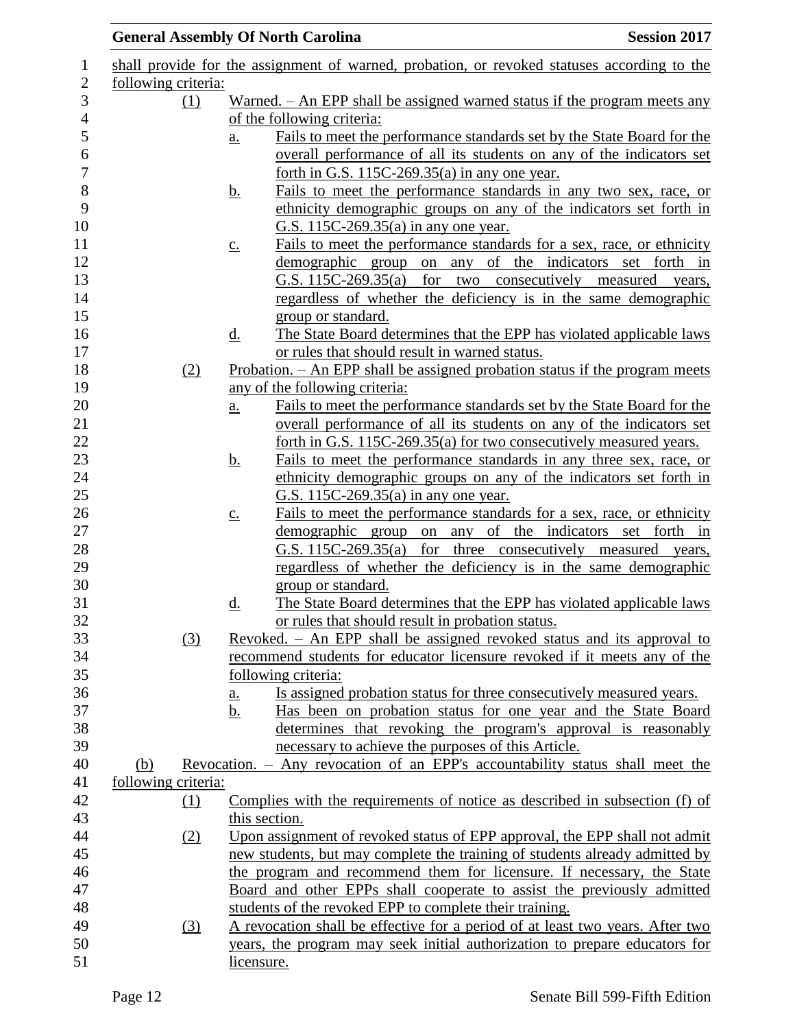shall provide for the assignment of warned, probation, or revoked statuses according to the following criteria:

(1) Warned. – An EPP shall be assigned warned status if the program meets any of the following criteria:

  a. Fails to meet the performance standards set by the State Board for the overall performance of all its students on any of the indicators set forth in G.S. 115C-269.35(a) in any one year.

  b. Fails to meet the performance standards in any two sex, race, or ethnicity demographic groups on any of the indicators set forth in G.S. 115C-269.35(a) in any one year.

  c. Fails to meet the performance standards for a sex, race, or ethnicity demographic group on any of the indicators set forth in G.S. 115C-269.35(a) for two consecutively measured years, regardless of whether the deficiency is in the same demographic group or standard.

  d. The State Board determines that the EPP has violated applicable laws or rules that should result in warned status.

(2) Probation. – An EPP shall be assigned probation status if the program meets any of the following criteria:

  a. Fails to meet the performance standards set by the State Board for the overall performance of all its students on any of the indicators set forth in G.S. 115C-269.35(a) for two consecutively measured years.

  b. Fails to meet the performance standards in any three sex, race, or ethnicity demographic groups on any of the indicators set forth in G.S. 115C-269.35(a) in any one year.

  c. Fails to meet the performance standards for a sex, race, or ethnicity demographic group on any of the indicators set forth in G.S. 115C-269.35(a) for three consecutively measured years, regardless of whether the deficiency is in the same demographic group or standard.

  d. The State Board determines that the EPP has violated applicable laws or rules that should result in probation status.

(3) Revoked. – An EPP shall be assigned revoked status and its approval to recommend students for educator licensure revoked if it meets any of the following criteria:

  a. Is assigned probation status for three consecutively measured years.

  b. Has been on probation status for one year and the State Board determines that revoking the program's approval is reasonably necessary to achieve the purposes of this Article.

(b) Revocation. – Any revocation of an EPP's accountability status shall meet the following criteria:

(1) Complies with the requirements of notice as described in subsection (f) of this section.

(2) Upon assignment of revoked status of EPP approval, the EPP shall not admit new students, but may complete the training of students already admitted by the program and recommend them for licensure. If necessary, the State Board and other EPPs shall cooperate to assist the previously admitted students of the revoked EPP to complete their training.

(3) A revocation shall be effective for a period of at least two years. After two years, the program may seek initial authorization to prepare educators for licensure.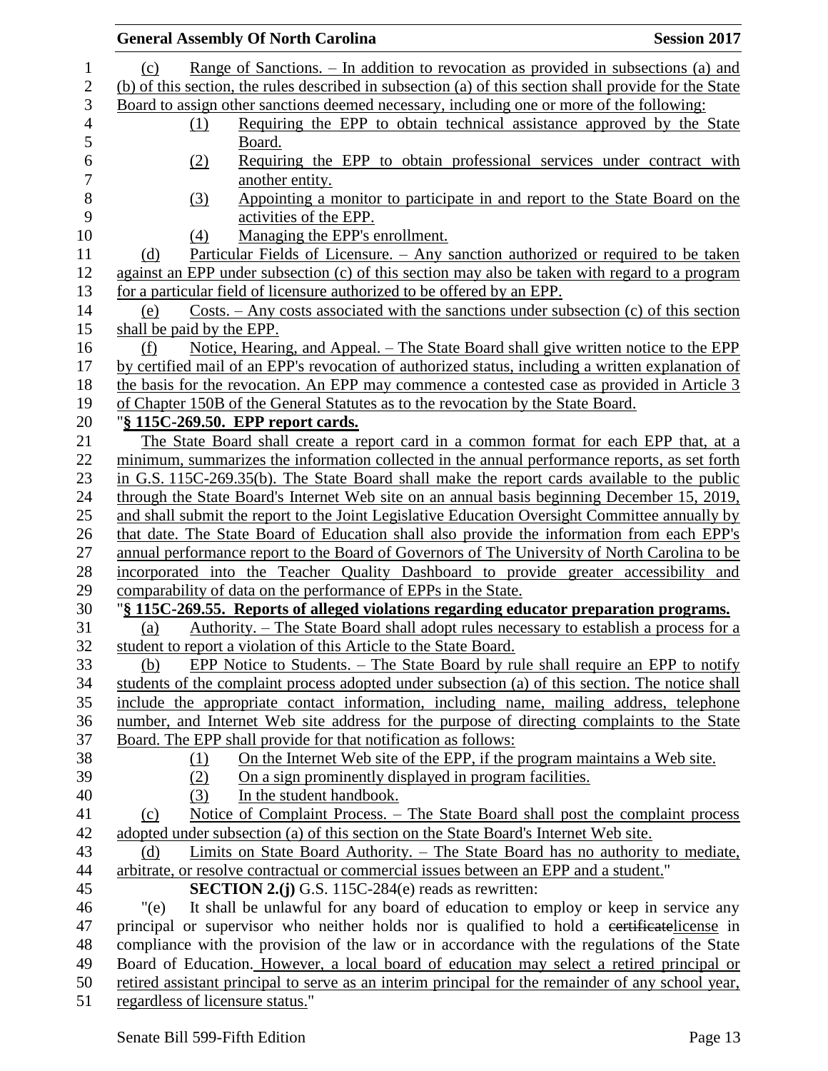(c) Range of Sanctions. – In addition to revocation as provided in subsections (a) and (b) of this section, the rules described in subsection (a) of this section shall provide for the State Board to assign other sanctions deemed necessary, including one or more of the following:

(1) Requiring the EPP to obtain technical assistance approved by the State Board.

(2) Requiring the EPP to obtain professional services under contract with another entity.

(3) Appointing a monitor to participate in and report to the State Board on the activities of the EPP.

(4) Managing the EPP's enrollment.

(d) Particular Fields of Licensure. – Any sanction authorized or required to be taken against an EPP under subsection (c) of this section may also be taken with regard to a program for a particular field of licensure authorized to be offered by an EPP.

(e) Costs. – Any costs associated with the sanctions under subsection (c) of this section shall be paid by the EPP.

(f) Notice, Hearing, and Appeal. – The State Board shall give written notice to the EPP by certified mail of an EPP's revocation of authorized status, including a written explanation of the basis for the revocation. An EPP may commence a contested case as provided in Article 3 of Chapter 150B of the General Statutes as to the revocation by the State Board.

"**§ 115C-269.50. EPP report cards.**

The State Board shall create a report card in a common format for each EPP that, at a minimum, summarizes the information collected in the annual performance reports, as set forth in G.S. 115C-269.35(b). The State Board shall make the report cards available to the public through the State Board's Internet Web site on an annual basis beginning December 15, 2019, and shall submit the report to the Joint Legislative Education Oversight Committee annually by that date. The State Board of Education shall also provide the information from each EPP's annual performance report to the Board of Governors of The University of North Carolina to be incorporated into the Teacher Quality Dashboard to provide greater accessibility and comparability of data on the performance of EPPs in the State.

"**§ 115C-269.55. Reports of alleged violations regarding educator preparation programs.**

(a) Authority. – The State Board shall adopt rules necessary to establish a process for a student to report a violation of this Article to the State Board.

(b) EPP Notice to Students. – The State Board by rule shall require an EPP to notify students of the complaint process adopted under subsection (a) of this section. The notice shall include the appropriate contact information, including name, mailing address, telephone number, and Internet Web site address for the purpose of directing complaints to the State Board. The EPP shall provide for that notification as follows:

(1) On the Internet Web site of the EPP, if the program maintains a Web site.

(2) On a sign prominently displayed in program facilities.

(3) In the student handbook.

(c) Notice of Complaint Process. – The State Board shall post the complaint process adopted under subsection (a) of this section on the State Board's Internet Web site.

(d) Limits on State Board Authority. – The State Board has no authority to mediate, arbitrate, or resolve contractual or commercial issues between an EPP and a student."

**SECTION 2.(j)** G.S. 115C-284(e) reads as rewritten:

"(e) It shall be unlawful for any board of education to employ or keep in service any principal or supervisor who neither holds nor is qualified to hold a ~~certificate~~license in compliance with the provision of the law or in accordance with the regulations of the State Board of Education. However, a local board of education may select a retired principal or retired assistant principal to serve as an interim principal for the remainder of any school year, regardless of licensure status."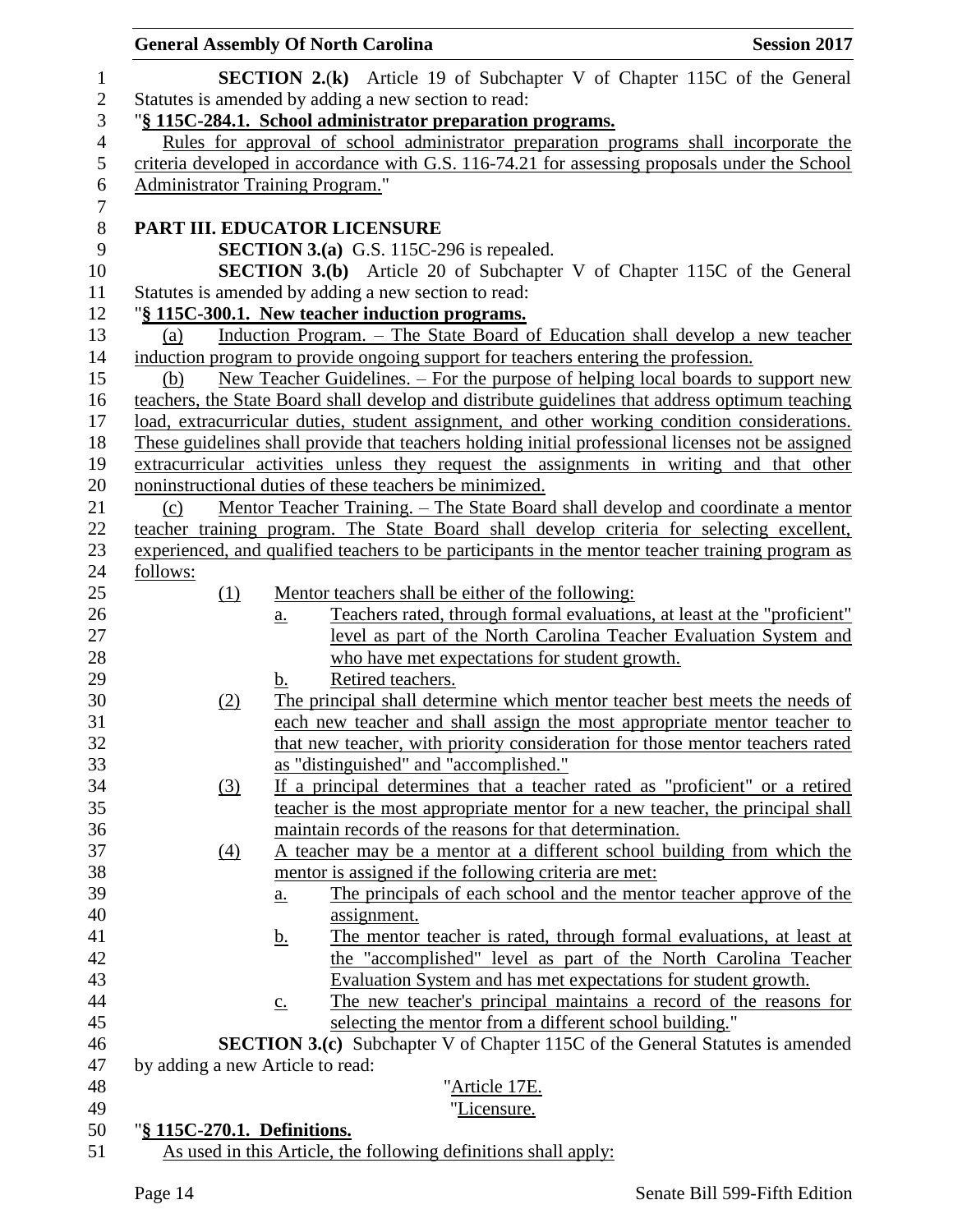**SECTION 2.(k)** Article 19 of Subchapter V of Chapter 115C of the General Statutes is amended by adding a new section to read:

"**§ 115C-284.1. School administrator preparation programs.**

Rules for approval of school administrator preparation programs shall incorporate the criteria developed in accordance with G.S. 116-74.21 for assessing proposals under the School Administrator Training Program."

**PART III. EDUCATOR LICENSURE**

**SECTION 3.(a)** G.S. 115C-296 is repealed.

**SECTION 3.(b)** Article 20 of Subchapter V of Chapter 115C of the General Statutes is amended by adding a new section to read:

"**§ 115C-300.1. New teacher induction programs.**

(a) Induction Program. – The State Board of Education shall develop a new teacher induction program to provide ongoing support for teachers entering the profession.

(b) New Teacher Guidelines. – For the purpose of helping local boards to support new teachers, the State Board shall develop and distribute guidelines that address optimum teaching load, extracurricular duties, student assignment, and other working condition considerations. These guidelines shall provide that teachers holding initial professional licenses not be assigned extracurricular activities unless they request the assignments in writing and that other noninstructional duties of these teachers be minimized.

(c) Mentor Teacher Training. – The State Board shall develop and coordinate a mentor teacher training program. The State Board shall develop criteria for selecting excellent, experienced, and qualified teachers to be participants in the mentor teacher training program as follows:

(1) Mentor teachers shall be either of the following:
   a. Teachers rated, through formal evaluations, at least at the "proficient" level as part of the North Carolina Teacher Evaluation System and who have met expectations for student growth.
   b. Retired teachers.

(2) The principal shall determine which mentor teacher best meets the needs of each new teacher and shall assign the most appropriate mentor teacher to that new teacher, with priority consideration for those mentor teachers rated as "distinguished" and "accomplished."

(3) If a principal determines that a teacher rated as "proficient" or a retired teacher is the most appropriate mentor for a new teacher, the principal shall maintain records of the reasons for that determination.

(4) A teacher may be a mentor at a different school building from which the mentor is assigned if the following criteria are met:
   a. The principals of each school and the mentor teacher approve of the assignment.
   b. The mentor teacher is rated, through formal evaluations, at least at the "accomplished" level as part of the North Carolina Teacher Evaluation System and has met expectations for student growth.
   c. The new teacher's principal maintains a record of the reasons for selecting the mentor from a different school building."

**SECTION 3.(c)** Subchapter V of Chapter 115C of the General Statutes is amended by adding a new Article to read:

"Article 17E.

"Licensure.

"**§ 115C-270.1. Definitions.**

As used in this Article, the following definitions shall apply: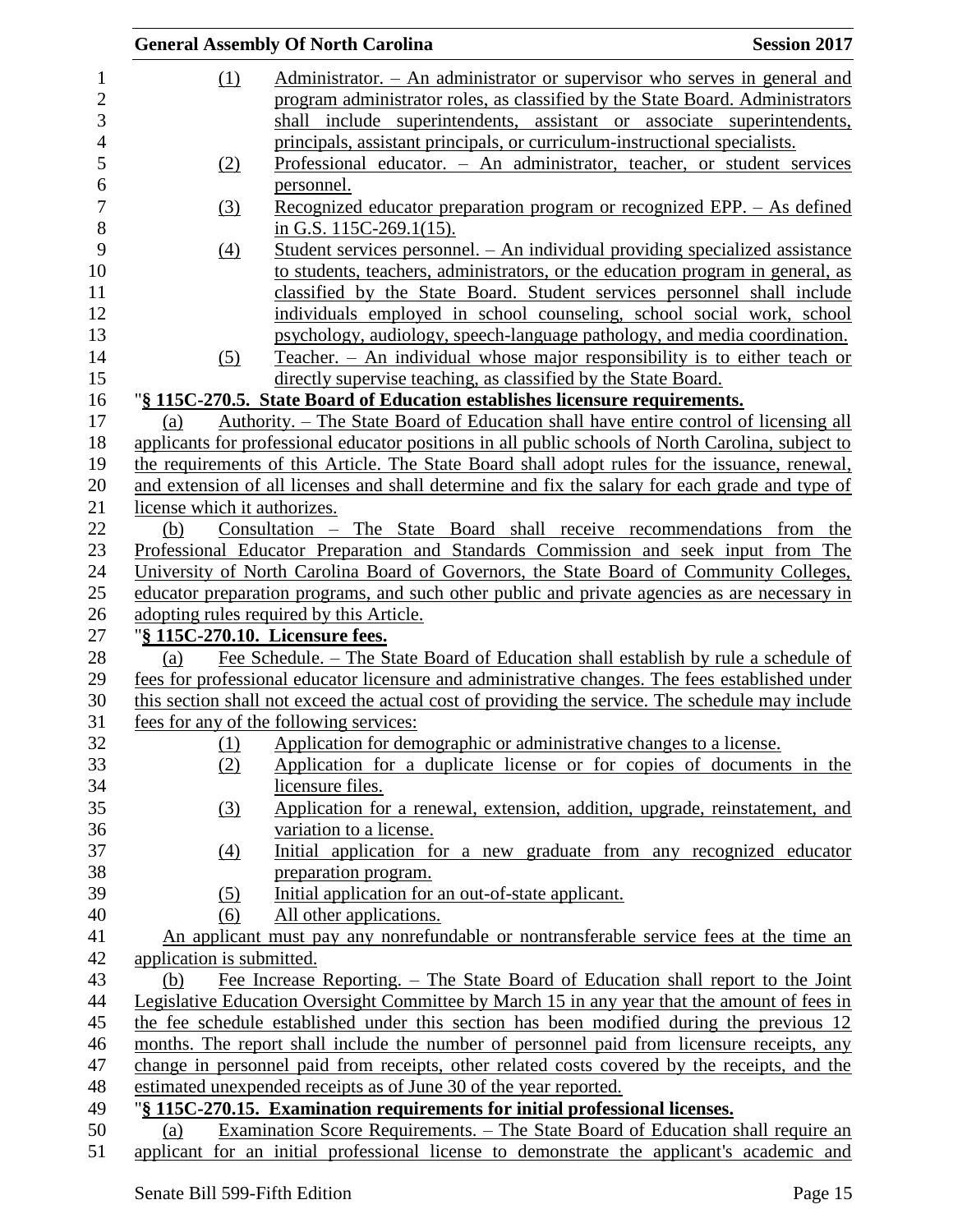(1) Administrator. – An administrator or supervisor who serves in general and program administrator roles, as classified by the State Board. Administrators shall include superintendents, assistant or associate superintendents, principals, assistant principals, or curriculum-instructional specialists.

(2) Professional educator. – An administrator, teacher, or student services personnel.

(3) Recognized educator preparation program or recognized EPP. – As defined in G.S. 115C-269.1(15).

(4) Student services personnel. – An individual providing specialized assistance to students, teachers, administrators, or the education program in general, as classified by the State Board. Student services personnel shall include individuals employed in school counseling, school social work, school psychology, audiology, speech-language pathology, and media coordination.

(5) Teacher. – An individual whose major responsibility is to either teach or directly supervise teaching, as classified by the State Board.

"**§ 115C-270.5. State Board of Education establishes licensure requirements.**

(a) Authority. – The State Board of Education shall have entire control of licensing all applicants for professional educator positions in all public schools of North Carolina, subject to the requirements of this Article. The State Board shall adopt rules for the issuance, renewal, and extension of all licenses and shall determine and fix the salary for each grade and type of license which it authorizes.

(b) Consultation – The State Board shall receive recommendations from the Professional Educator Preparation and Standards Commission and seek input from The University of North Carolina Board of Governors, the State Board of Community Colleges, educator preparation programs, and such other public and private agencies as are necessary in adopting rules required by this Article.

"**§ 115C-270.10. Licensure fees.**

(a) Fee Schedule. – The State Board of Education shall establish by rule a schedule of fees for professional educator licensure and administrative changes. The fees established under this section shall not exceed the actual cost of providing the service. The schedule may include fees for any of the following services:

(1) Application for demographic or administrative changes to a license.

(2) Application for a duplicate license or for copies of documents in the licensure files.

(3) Application for a renewal, extension, addition, upgrade, reinstatement, and variation to a license.

(4) Initial application for a new graduate from any recognized educator preparation program.

(5) Initial application for an out-of-state applicant.

(6) All other applications.

An applicant must pay any nonrefundable or nontransferable service fees at the time an application is submitted.

(b) Fee Increase Reporting. – The State Board of Education shall report to the Joint Legislative Education Oversight Committee by March 15 in any year that the amount of fees in the fee schedule established under this section has been modified during the previous 12 months. The report shall include the number of personnel paid from licensure receipts, any change in personnel paid from receipts, other related costs covered by the receipts, and the estimated unexpended receipts as of June 30 of the year reported.

"**§ 115C-270.15. Examination requirements for initial professional licenses.**

(a) Examination Score Requirements. – The State Board of Education shall require an applicant for an initial professional license to demonstrate the applicant's academic and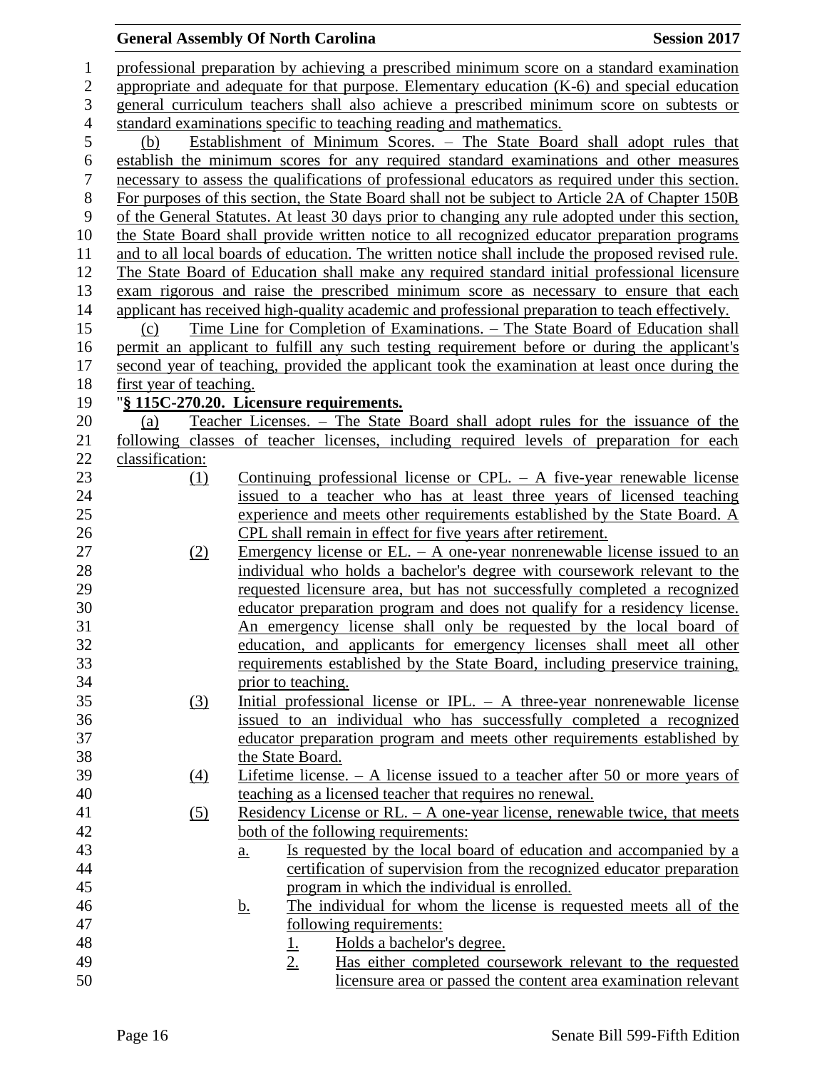professional preparation by achieving a prescribed minimum score on a standard examination appropriate and adequate for that purpose. Elementary education (K-6) and special education general curriculum teachers shall also achieve a prescribed minimum score on subtests or standard examinations specific to teaching reading and mathematics.

(b) Establishment of Minimum Scores. – The State Board shall adopt rules that establish the minimum scores for any required standard examinations and other measures necessary to assess the qualifications of professional educators as required under this section. For purposes of this section, the State Board shall not be subject to Article 2A of Chapter 150B of the General Statutes. At least 30 days prior to changing any rule adopted under this section, the State Board shall provide written notice to all recognized educator preparation programs and to all local boards of education. The written notice shall include the proposed revised rule. The State Board of Education shall make any required standard initial professional licensure exam rigorous and raise the prescribed minimum score as necessary to ensure that each applicant has received high-quality academic and professional preparation to teach effectively.

(c) Time Line for Completion of Examinations. – The State Board of Education shall permit an applicant to fulfill any such testing requirement before or during the applicant's second year of teaching, provided the applicant took the examination at least once during the first year of teaching.

"**§ 115C-270.20. Licensure requirements.**

(a) Teacher Licenses. – The State Board shall adopt rules for the issuance of the following classes of teacher licenses, including required levels of preparation for each classification:

(1) Continuing professional license or CPL. – A five-year renewable license issued to a teacher who has at least three years of licensed teaching experience and meets other requirements established by the State Board. A CPL shall remain in effect for five years after retirement.

(2) Emergency license or EL. – A one-year nonrenewable license issued to an individual who holds a bachelor's degree with coursework relevant to the requested licensure area, but has not successfully completed a recognized educator preparation program and does not qualify for a residency license. An emergency license shall only be requested by the local board of education, and applicants for emergency licenses shall meet all other requirements established by the State Board, including preservice training, prior to teaching.

(3) Initial professional license or IPL. – A three-year nonrenewable license issued to an individual who has successfully completed a recognized educator preparation program and meets other requirements established by the State Board.

(4) Lifetime license. – A license issued to a teacher after 50 or more years of teaching as a licensed teacher that requires no renewal.

(5) Residency License or RL. – A one-year license, renewable twice, that meets both of the following requirements:

a. Is requested by the local board of education and accompanied by a certification of supervision from the recognized educator preparation program in which the individual is enrolled.

b. The individual for whom the license is requested meets all of the following requirements:

1. Holds a bachelor's degree.

2. Has either completed coursework relevant to the requested licensure area or passed the content area examination relevant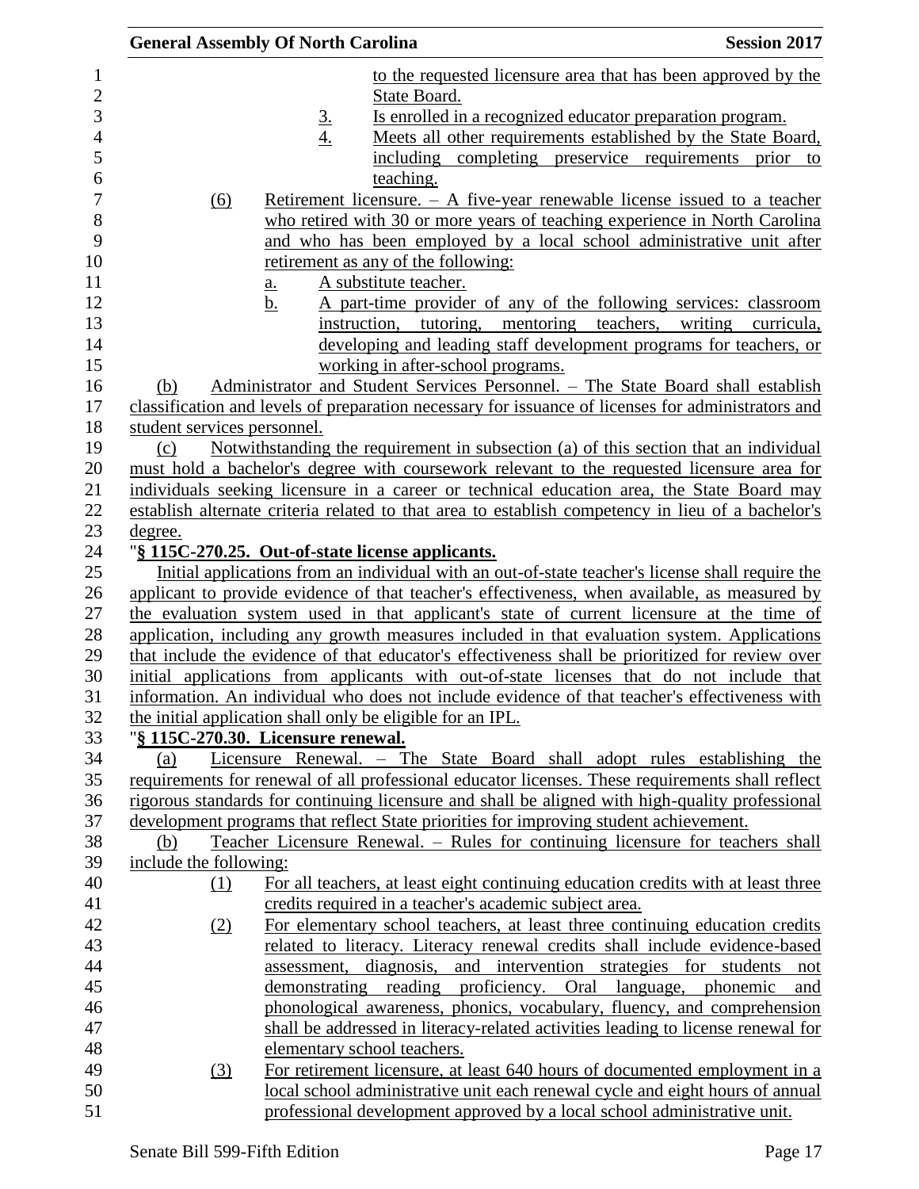to the requested licensure area that has been approved by the State Board.

3. Is enrolled in a recognized educator preparation program.
4. Meets all other requirements established by the State Board, including completing preservice requirements prior to teaching.

(6) Retirement licensure. – A five-year renewable license issued to a teacher who retired with 30 or more years of teaching experience in North Carolina and who has been employed by a local school administrative unit after retirement as any of the following:

a. A substitute teacher.
b. A part-time provider of any of the following services: classroom instruction, tutoring, mentoring teachers, writing curricula, developing and leading staff development programs for teachers, or working in after-school programs.

(b) Administrator and Student Services Personnel. – The State Board shall establish classification and levels of preparation necessary for issuance of licenses for administrators and student services personnel.

(c) Notwithstanding the requirement in subsection (a) of this section that an individual must hold a bachelor's degree with coursework relevant to the requested licensure area for individuals seeking licensure in a career or technical education area, the State Board may establish alternate criteria related to that area to establish competency in lieu of a bachelor's degree.

"**§ 115C-270.25. Out-of-state license applicants.**

Initial applications from an individual with an out-of-state teacher's license shall require the applicant to provide evidence of that teacher's effectiveness, when available, as measured by the evaluation system used in that applicant's state of current licensure at the time of application, including any growth measures included in that evaluation system. Applications that include the evidence of that educator's effectiveness shall be prioritized for review over initial applications from applicants with out-of-state licenses that do not include that information. An individual who does not include evidence of that teacher's effectiveness with the initial application shall only be eligible for an IPL.

"**§ 115C-270.30. Licensure renewal.**

(a) Licensure Renewal. – The State Board shall adopt rules establishing the requirements for renewal of all professional educator licenses. These requirements shall reflect rigorous standards for continuing licensure and shall be aligned with high-quality professional development programs that reflect State priorities for improving student achievement.

(b) Teacher Licensure Renewal. – Rules for continuing licensure for teachers shall include the following:

(1) For all teachers, at least eight continuing education credits with at least three credits required in a teacher's academic subject area.

(2) For elementary school teachers, at least three continuing education credits related to literacy. Literacy renewal credits shall include evidence-based assessment, diagnosis, and intervention strategies for students not demonstrating reading proficiency. Oral language, phonemic and phonological awareness, phonics, vocabulary, fluency, and comprehension shall be addressed in literacy-related activities leading to license renewal for elementary school teachers.

(3) For retirement licensure, at least 640 hours of documented employment in a local school administrative unit each renewal cycle and eight hours of annual professional development approved by a local school administrative unit.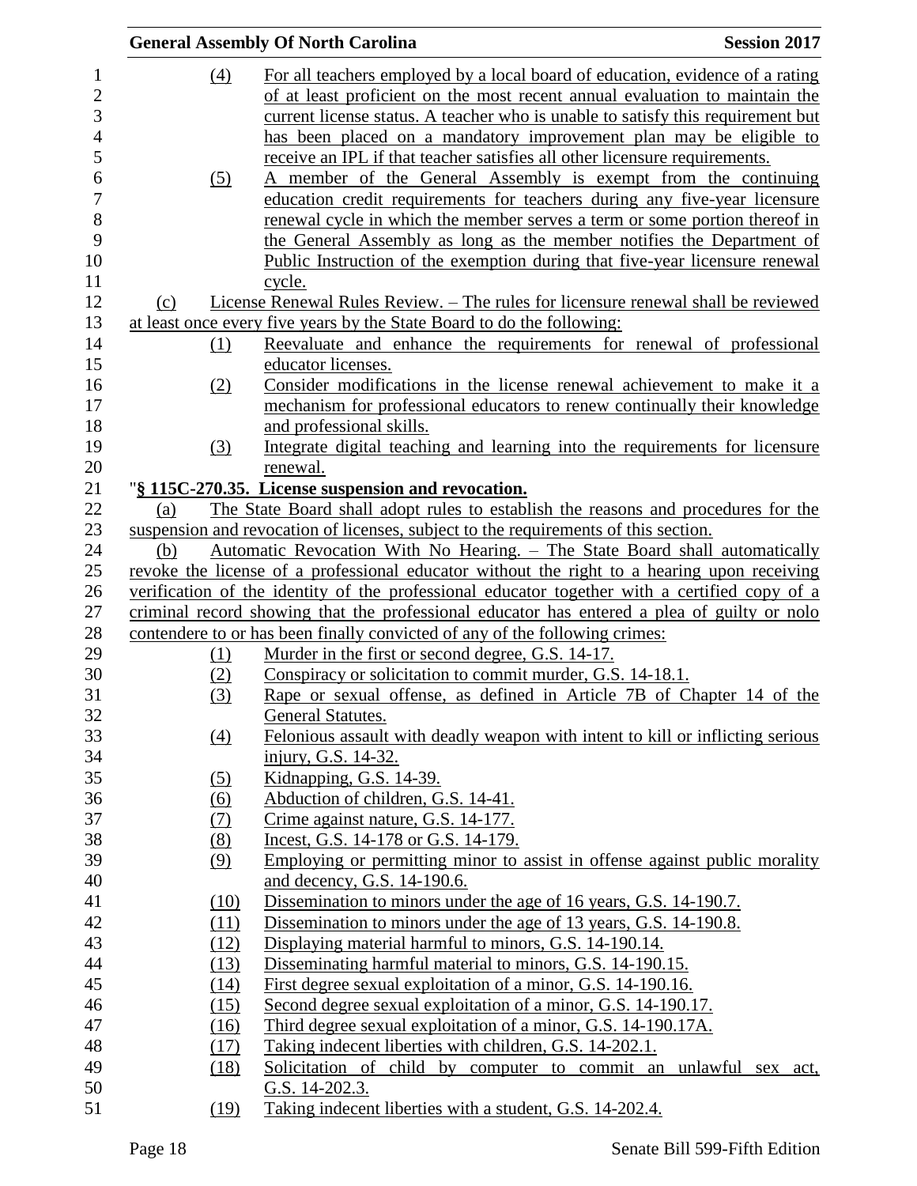(4) For all teachers employed by a local board of education, evidence of a rating of at least proficient on the most recent annual evaluation to maintain the current license status. A teacher who is unable to satisfy this requirement but has been placed on a mandatory improvement plan may be eligible to receive an IPL if that teacher satisfies all other licensure requirements.

(5) A member of the General Assembly is exempt from the continuing education credit requirements for teachers during any five-year licensure renewal cycle in which the member serves a term or some portion thereof in the General Assembly as long as the member notifies the Department of Public Instruction of the exemption during that five-year licensure renewal cycle.

(c) License Renewal Rules Review. – The rules for licensure renewal shall be reviewed at least once every five years by the State Board to do the following:

(1) Reevaluate and enhance the requirements for renewal of professional educator licenses.

(2) Consider modifications in the license renewal achievement to make it a mechanism for professional educators to renew continually their knowledge and professional skills.

(3) Integrate digital teaching and learning into the requirements for licensure renewal.

"**§ 115C-270.35. License suspension and revocation.**

(a) The State Board shall adopt rules to establish the reasons and procedures for the suspension and revocation of licenses, subject to the requirements of this section.

(b) Automatic Revocation With No Hearing. – The State Board shall automatically revoke the license of a professional educator without the right to a hearing upon receiving verification of the identity of the professional educator together with a certified copy of a criminal record showing that the professional educator has entered a plea of guilty or nolo contendere to or has been finally convicted of any of the following crimes:

(1) Murder in the first or second degree, G.S. 14-17.

(2) Conspiracy or solicitation to commit murder, G.S. 14-18.1.

(3) Rape or sexual offense, as defined in Article 7B of Chapter 14 of the General Statutes.

(4) Felonious assault with deadly weapon with intent to kill or inflicting serious injury, G.S. 14-32.

(5) Kidnapping, G.S. 14-39.

(6) Abduction of children, G.S. 14-41.

(7) Crime against nature, G.S. 14-177.

(8) Incest, G.S. 14-178 or G.S. 14-179.

(9) Employing or permitting minor to assist in offense against public morality and decency, G.S. 14-190.6.

(10) Dissemination to minors under the age of 16 years, G.S. 14-190.7.

(11) Dissemination to minors under the age of 13 years, G.S. 14-190.8.

(12) Displaying material harmful to minors, G.S. 14-190.14.

(13) Disseminating harmful material to minors, G.S. 14-190.15.

(14) First degree sexual exploitation of a minor, G.S. 14-190.16.

(15) Second degree sexual exploitation of a minor, G.S. 14-190.17.

(16) Third degree sexual exploitation of a minor, G.S. 14-190.17A.

(17) Taking indecent liberties with children, G.S. 14-202.1.

(18) Solicitation of child by computer to commit an unlawful sex act, G.S. 14-202.3.

(19) Taking indecent liberties with a student, G.S. 14-202.4.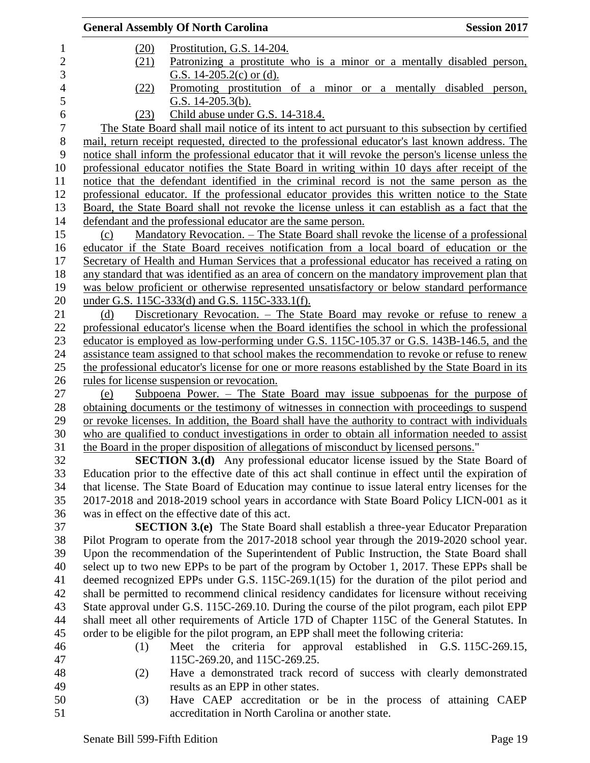(20) Prostitution, G.S. 14-204.

(21) Patronizing a prostitute who is a minor or a mentally disabled person, G.S. 14-205.2(c) or (d).

(22) Promoting prostitution of a minor or a mentally disabled person, G.S. 14-205.3(b).

(23) Child abuse under G.S. 14-318.4.

The State Board shall mail notice of its intent to act pursuant to this subsection by certified mail, return receipt requested, directed to the professional educator's last known address. The notice shall inform the professional educator that it will revoke the person's license unless the professional educator notifies the State Board in writing within 10 days after receipt of the notice that the defendant identified in the criminal record is not the same person as the professional educator. If the professional educator provides this written notice to the State Board, the State Board shall not revoke the license unless it can establish as a fact that the defendant and the professional educator are the same person.

(c) Mandatory Revocation. – The State Board shall revoke the license of a professional educator if the State Board receives notification from a local board of education or the Secretary of Health and Human Services that a professional educator has received a rating on any standard that was identified as an area of concern on the mandatory improvement plan that was below proficient or otherwise represented unsatisfactory or below standard performance under G.S. 115C-333(d) and G.S. 115C-333.1(f).

(d) Discretionary Revocation. – The State Board may revoke or refuse to renew a professional educator's license when the Board identifies the school in which the professional educator is employed as low-performing under G.S. 115C-105.37 or G.S. 143B-146.5, and the assistance team assigned to that school makes the recommendation to revoke or refuse to renew the professional educator's license for one or more reasons established by the State Board in its rules for license suspension or revocation.

(e) Subpoena Power. – The State Board may issue subpoenas for the purpose of obtaining documents or the testimony of witnesses in connection with proceedings to suspend or revoke licenses. In addition, the Board shall have the authority to contract with individuals who are qualified to conduct investigations in order to obtain all information needed to assist the Board in the proper disposition of allegations of misconduct by licensed persons."

**SECTION 3.(d)** Any professional educator license issued by the State Board of Education prior to the effective date of this act shall continue in effect until the expiration of that license. The State Board of Education may continue to issue lateral entry licenses for the 2017-2018 and 2018-2019 school years in accordance with State Board Policy LICN-001 as it was in effect on the effective date of this act.

**SECTION 3.(e)** The State Board shall establish a three-year Educator Preparation Pilot Program to operate from the 2017-2018 school year through the 2019-2020 school year. Upon the recommendation of the Superintendent of Public Instruction, the State Board shall select up to two new EPPs to be part of the program by October 1, 2017. These EPPs shall be deemed recognized EPPs under G.S. 115C-269.1(15) for the duration of the pilot period and shall be permitted to recommend clinical residency candidates for licensure without receiving State approval under G.S. 115C-269.10. During the course of the pilot program, each pilot EPP shall meet all other requirements of Article 17D of Chapter 115C of the General Statutes. In order to be eligible for the pilot program, an EPP shall meet the following criteria:

(1) Meet the criteria for approval established in G.S. 115C-269.15, 115C-269.20, and 115C-269.25.

(2) Have a demonstrated track record of success with clearly demonstrated results as an EPP in other states.

(3) Have CAEP accreditation or be in the process of attaining CAEP accreditation in North Carolina or another state.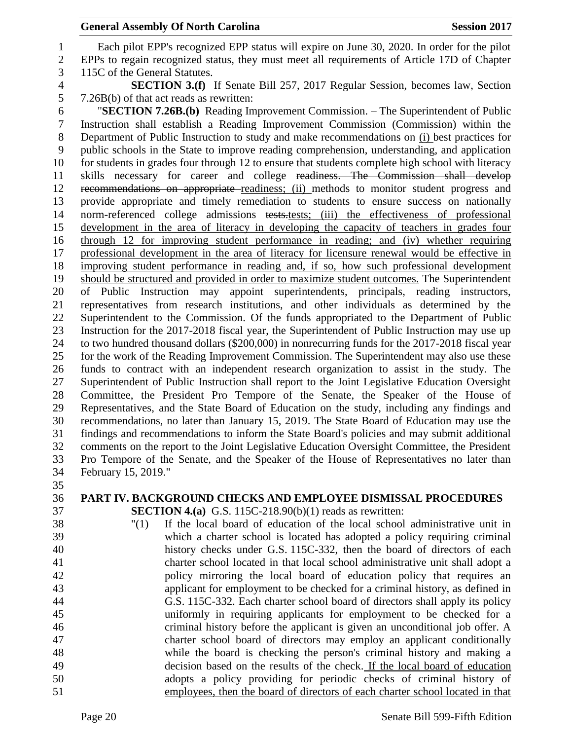Each pilot EPP's recognized EPP status will expire on June 30, 2020. In order for the pilot EPPs to regain recognized status, they must meet all requirements of Article 17D of Chapter 115C of the General Statutes.

**SECTION 3.(f)** If Senate Bill 257, 2017 Regular Session, becomes law, Section 7.26B(b) of that act reads as rewritten:

"**SECTION 7.26B.(b)** Reading Improvement Commission. – The Superintendent of Public Instruction shall establish a Reading Improvement Commission (Commission) within the Department of Public Instruction to study and make recommendations on (i) best practices for public schools in the State to improve reading comprehension, understanding, and application for students in grades four through 12 to ensure that students complete high school with literacy skills necessary for career and college ~~readiness. The Commission shall develop recommendations on appropriate~~ readiness; (ii) methods to monitor student progress and provide appropriate and timely remediation to students to ensure success on nationally norm-referenced college admissions ~~tests.~~tests; (iii) the effectiveness of professional development in the area of literacy in developing the capacity of teachers in grades four through 12 for improving student performance in reading; and (iv) whether requiring professional development in the area of literacy for licensure renewal would be effective in improving student performance in reading and, if so, how such professional development should be structured and provided in order to maximize student outcomes. The Superintendent of Public Instruction may appoint superintendents, principals, reading instructors, representatives from research institutions, and other individuals as determined by the Superintendent to the Commission. Of the funds appropriated to the Department of Public Instruction for the 2017-2018 fiscal year, the Superintendent of Public Instruction may use up to two hundred thousand dollars ($200,000) in nonrecurring funds for the 2017-2018 fiscal year for the work of the Reading Improvement Commission. The Superintendent may also use these funds to contract with an independent research organization to assist in the study. The Superintendent of Public Instruction shall report to the Joint Legislative Education Oversight Committee, the President Pro Tempore of the Senate, the Speaker of the House of Representatives, and the State Board of Education on the study, including any findings and recommendations, no later than January 15, 2019. The State Board of Education may use the findings and recommendations to inform the State Board's policies and may submit additional comments on the report to the Joint Legislative Education Oversight Committee, the President Pro Tempore of the Senate, and the Speaker of the House of Representatives no later than February 15, 2019."

## PART IV. BACKGROUND CHECKS AND EMPLOYEE DISMISSAL PROCEDURES

**SECTION 4.(a)** G.S. 115C-218.90(b)(1) reads as rewritten:

"(1) If the local board of education of the local school administrative unit in which a charter school is located has adopted a policy requiring criminal history checks under G.S. 115C-332, then the board of directors of each charter school located in that local school administrative unit shall adopt a policy mirroring the local board of education policy that requires an applicant for employment to be checked for a criminal history, as defined in G.S. 115C-332. Each charter school board of directors shall apply its policy uniformly in requiring applicants for employment to be checked for a criminal history before the applicant is given an unconditional job offer. A charter school board of directors may employ an applicant conditionally while the board is checking the person's criminal history and making a decision based on the results of the check. If the local board of education adopts a policy providing for periodic checks of criminal history of employees, then the board of directors of each charter school located in that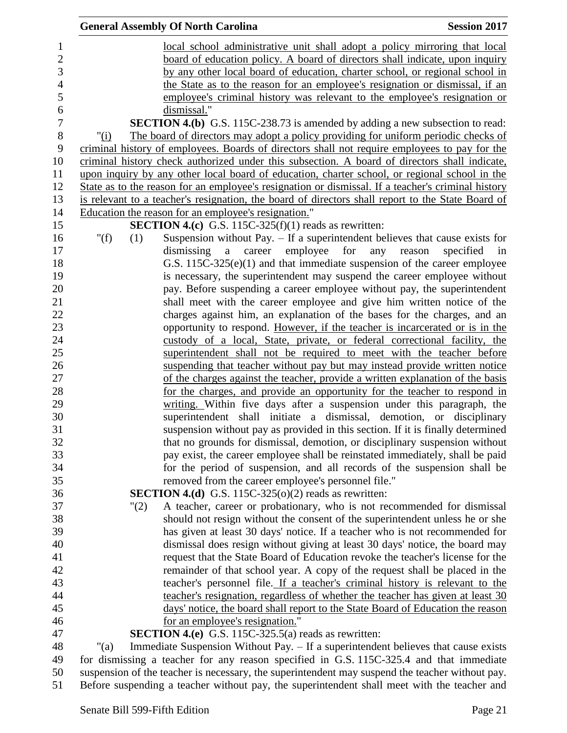local school administrative unit shall adopt a policy mirroring that local board of education policy. A board of directors shall indicate, upon inquiry by any other local board of education, charter school, or regional school in the State as to the reason for an employee's resignation or dismissal, if an employee's criminal history was relevant to the employee's resignation or dismissal."

**SECTION 4.(b)** G.S. 115C-238.73 is amended by adding a new subsection to read:

"(i) The board of directors may adopt a policy providing for uniform periodic checks of criminal history of employees. Boards of directors shall not require employees to pay for the criminal history check authorized under this subsection. A board of directors shall indicate, upon inquiry by any other local board of education, charter school, or regional school in the State as to the reason for an employee's resignation or dismissal. If a teacher's criminal history is relevant to a teacher's resignation, the board of directors shall report to the State Board of Education the reason for an employee's resignation."

**SECTION 4.(c)** G.S. 115C-325(f)(1) reads as rewritten:

"(f) (1) Suspension without Pay. – If a superintendent believes that cause exists for dismissing a career employee for any reason specified in G.S. 115C-325(e)(1) and that immediate suspension of the career employee is necessary, the superintendent may suspend the career employee without pay. Before suspending a career employee without pay, the superintendent shall meet with the career employee and give him written notice of the charges against him, an explanation of the bases for the charges, and an opportunity to respond. However, if the teacher is incarcerated or is in the custody of a local, State, private, or federal correctional facility, the superintendent shall not be required to meet with the teacher before suspending that teacher without pay but may instead provide written notice of the charges against the teacher, provide a written explanation of the basis for the charges, and provide an opportunity for the teacher to respond in writing. Within five days after a suspension under this paragraph, the superintendent shall initiate a dismissal, demotion, or disciplinary suspension without pay as provided in this section. If it is finally determined that no grounds for dismissal, demotion, or disciplinary suspension without pay exist, the career employee shall be reinstated immediately, shall be paid for the period of suspension, and all records of the suspension shall be removed from the career employee's personnel file."

**SECTION 4.(d)** G.S. 115C-325(o)(2) reads as rewritten:

"(2) A teacher, career or probationary, who is not recommended for dismissal should not resign without the consent of the superintendent unless he or she has given at least 30 days' notice. If a teacher who is not recommended for dismissal does resign without giving at least 30 days' notice, the board may request that the State Board of Education revoke the teacher's license for the remainder of that school year. A copy of the request shall be placed in the teacher's personnel file. If a teacher's criminal history is relevant to the teacher's resignation, regardless of whether the teacher has given at least 30 days' notice, the board shall report to the State Board of Education the reason for an employee's resignation."

**SECTION 4.(e)** G.S. 115C-325.5(a) reads as rewritten:

"(a) Immediate Suspension Without Pay. – If a superintendent believes that cause exists for dismissing a teacher for any reason specified in G.S. 115C-325.4 and that immediate suspension of the teacher is necessary, the superintendent may suspend the teacher without pay. Before suspending a teacher without pay, the superintendent shall meet with the teacher and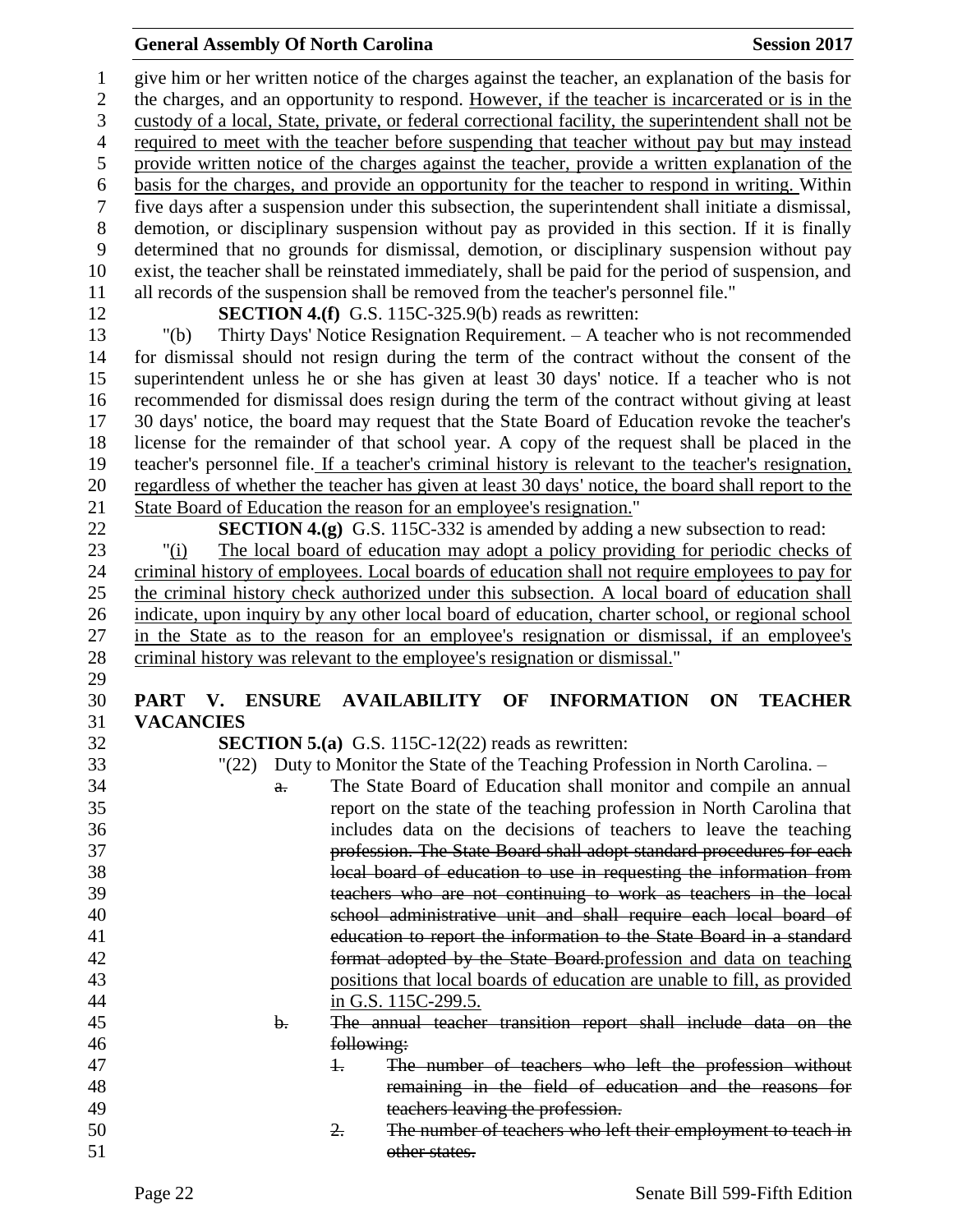give him or her written notice of the charges against the teacher, an explanation of the basis for the charges, and an opportunity to respond. <u>However, if the teacher is incarcerated or is in the custody of a local, State, private, or federal correctional facility, the superintendent shall not be required to meet with the teacher before suspending that teacher without pay but may instead provide written notice of the charges against the teacher, provide a written explanation of the basis for the charges, and provide an opportunity for the teacher to respond in writing.</u> Within five days after a suspension under this subsection, the superintendent shall initiate a dismissal, demotion, or disciplinary suspension without pay as provided in this section. If it is finally determined that no grounds for dismissal, demotion, or disciplinary suspension without pay exist, the teacher shall be reinstated immediately, shall be paid for the period of suspension, and all records of the suspension shall be removed from the teacher's personnel file."

**SECTION 4.(f)** G.S. 115C-325.9(b) reads as rewritten:

"(b) Thirty Days' Notice Resignation Requirement. – A teacher who is not recommended for dismissal should not resign during the term of the contract without the consent of the superintendent unless he or she has given at least 30 days' notice. If a teacher who is not recommended for dismissal does resign during the term of the contract without giving at least 30 days' notice, the board may request that the State Board of Education revoke the teacher's license for the remainder of that school year. A copy of the request shall be placed in the teacher's personnel file. <u>If a teacher's criminal history is relevant to the teacher's resignation, regardless of whether the teacher has given at least 30 days' notice, the board shall report to the State Board of Education the reason for an employee's resignation.</u>"

**SECTION 4.(g)** G.S. 115C-332 is amended by adding a new subsection to read:

"<u>(i) The local board of education may adopt a policy providing for periodic checks of criminal history of employees. Local boards of education shall not require employees to pay for the criminal history check authorized under this subsection. A local board of education shall indicate, upon inquiry by any other local board of education, charter school, or regional school in the State as to the reason for an employee's resignation or dismissal, if an employee's criminal history was relevant to the employee's resignation or dismissal.</u>"

**PART V. ENSURE AVAILABILITY OF INFORMATION ON TEACHER VACANCIES**

**SECTION 5.(a)** G.S. 115C-12(22) reads as rewritten:

"(22) Duty to Monitor the State of the Teaching Profession in North Carolina. –

~~a.~~ The State Board of Education shall monitor and compile an annual report on the state of the teaching profession in North Carolina that includes data on the decisions of teachers to leave the teaching ~~profession. The State Board shall adopt standard procedures for each local board of education to use in requesting the information from teachers who are not continuing to work as teachers in the local school administrative unit and shall require each local board of education to report the information to the State Board in a standard format adopted by the State Board.~~<u>profession and data on teaching positions that local boards of education are unable to fill, as provided in G.S. 115C-299.5.</u>

~~b. The annual teacher transition report shall include data on the following:~~

~~1. The number of teachers who left the profession without remaining in the field of education and the reasons for teachers leaving the profession.~~

~~2. The number of teachers who left their employment to teach in other states.~~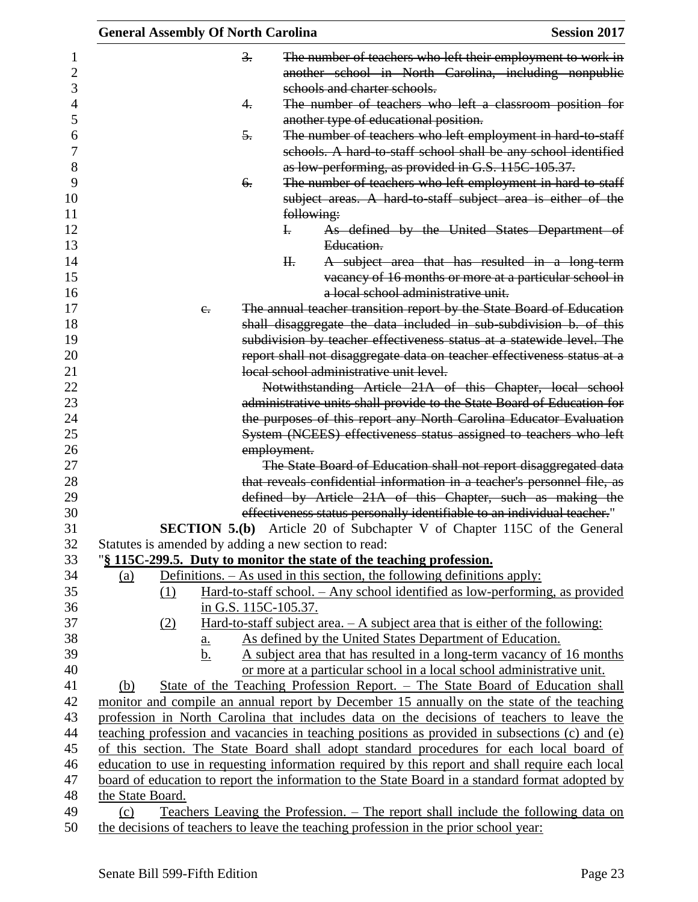3. ~~The number of teachers who left their employment to work in another school in North Carolina, including nonpublic schools and charter schools.~~

4. ~~The number of teachers who left a classroom position for another type of educational position.~~

5. ~~The number of teachers who left employment in hard-to-staff schools. A hard-to-staff school shall be any school identified as low-performing, as provided in G.S. 115C-105.37.~~

6. ~~The number of teachers who left employment in hard-to-staff subject areas. A hard-to-staff subject area is either of the following:~~

   I. ~~As defined by the United States Department of Education.~~

   II. ~~A subject area that has resulted in a long-term vacancy of 16 months or more at a particular school in a local school administrative unit.~~

c. ~~The annual teacher transition report by the State Board of Education shall disaggregate the data included in sub-subdivision b. of this subdivision by teacher effectiveness status at a statewide level. The report shall not disaggregate data on teacher effectiveness status at a local school administrative unit level.~~

~~Notwithstanding Article 21A of this Chapter, local school administrative units shall provide to the State Board of Education for the purposes of this report any North Carolina Educator Evaluation System (NCEES) effectiveness status assigned to teachers who left employment.~~

~~The State Board of Education shall not report disaggregated data that reveals confidential information in a teacher's personnel file, as defined by Article 21A of this Chapter, such as making the effectiveness status personally identifiable to an individual teacher.~~"

**SECTION 5.(b)** Article 20 of Subchapter V of Chapter 115C of the General Statutes is amended by adding a new section to read:

"**<u>§ 115C-299.5. Duty to monitor the state of the teaching profession.</u>**

<u>(a) Definitions. – As used in this section, the following definitions apply:</u>

<u>(1) Hard-to-staff school. – Any school identified as low-performing, as provided in G.S. 115C-105.37.</u>

<u>(2) Hard-to-staff subject area. – A subject area that is either of the following:</u>

<u>a. As defined by the United States Department of Education.</u>

<u>b. A subject area that has resulted in a long-term vacancy of 16 months or more at a particular school in a local school administrative unit.</u>

<u>(b) State of the Teaching Profession Report. – The State Board of Education shall monitor and compile an annual report by December 15 annually on the state of the teaching profession in North Carolina that includes data on the decisions of teachers to leave the teaching profession and vacancies in teaching positions as provided in subsections (c) and (e) of this section. The State Board shall adopt standard procedures for each local board of education to use in requesting information required by this report and shall require each local board of education to report the information to the State Board in a standard format adopted by the State Board.</u>

<u>(c) Teachers Leaving the Profession. – The report shall include the following data on the decisions of teachers to leave the teaching profession in the prior school year:</u>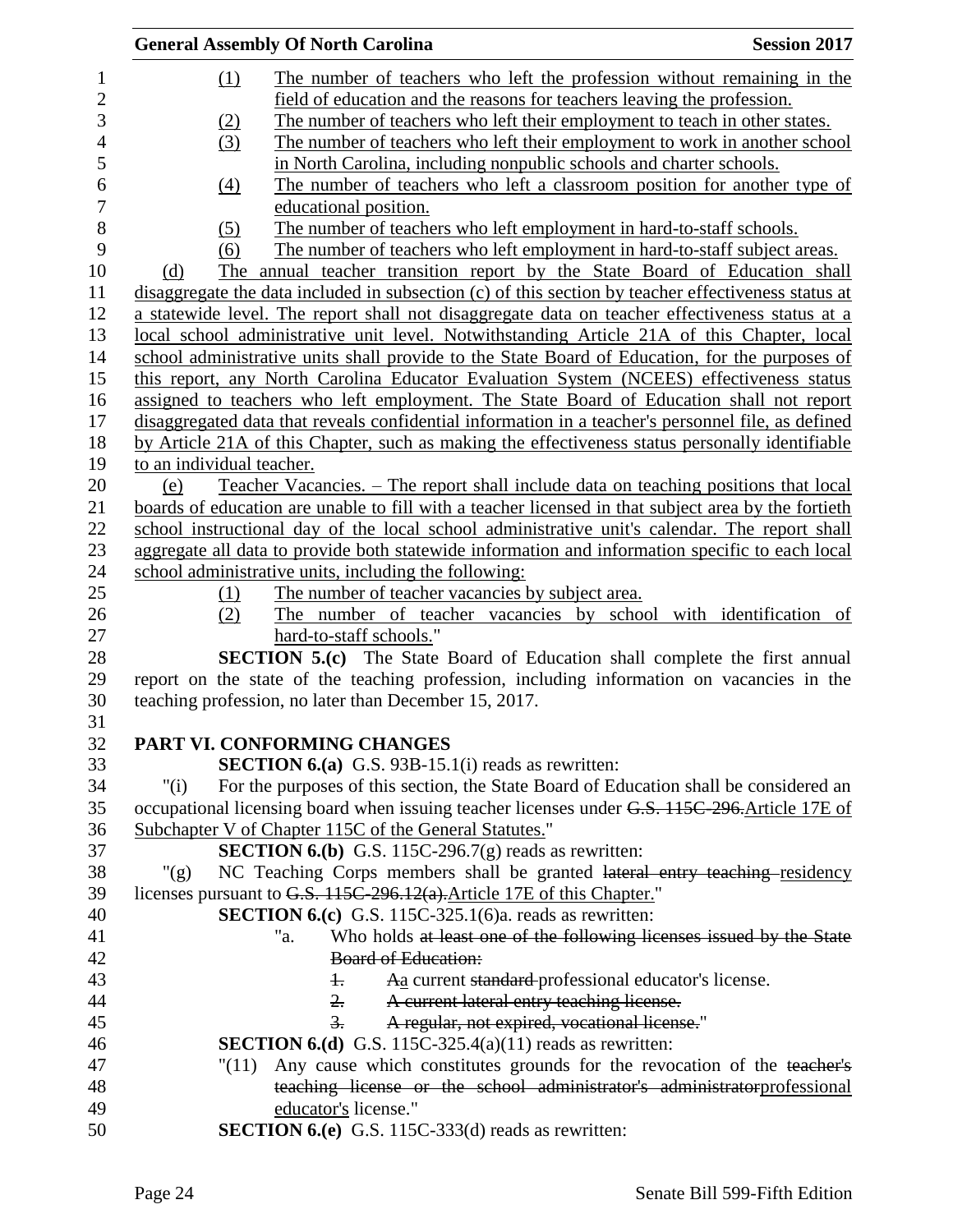(1) The number of teachers who left the profession without remaining in the field of education and the reasons for teachers leaving the profession.

(2) The number of teachers who left their employment to teach in other states.

(3) The number of teachers who left their employment to work in another school in North Carolina, including nonpublic schools and charter schools.

(4) The number of teachers who left a classroom position for another type of educational position.

(5) The number of teachers who left employment in hard-to-staff schools.

(6) The number of teachers who left employment in hard-to-staff subject areas.

(d) The annual teacher transition report by the State Board of Education shall disaggregate the data included in subsection (c) of this section by teacher effectiveness status at a statewide level. The report shall not disaggregate data on teacher effectiveness status at a local school administrative unit level. Notwithstanding Article 21A of this Chapter, local school administrative units shall provide to the State Board of Education, for the purposes of this report, any North Carolina Educator Evaluation System (NCEES) effectiveness status assigned to teachers who left employment. The State Board of Education shall not report disaggregated data that reveals confidential information in a teacher's personnel file, as defined by Article 21A of this Chapter, such as making the effectiveness status personally identifiable to an individual teacher.

(e) Teacher Vacancies. – The report shall include data on teaching positions that local boards of education are unable to fill with a teacher licensed in that subject area by the fortieth school instructional day of the local school administrative unit's calendar. The report shall aggregate all data to provide both statewide information and information specific to each local school administrative units, including the following:

(1) The number of teacher vacancies by subject area.

(2) The number of teacher vacancies by school with identification of hard-to-staff schools."

**SECTION 5.(c)** The State Board of Education shall complete the first annual report on the state of the teaching profession, including information on vacancies in the teaching profession, no later than December 15, 2017.

## PART VI. CONFORMING CHANGES

**SECTION 6.(a)** G.S. 93B-15.1(i) reads as rewritten:

"(i) For the purposes of this section, the State Board of Education shall be considered an occupational licensing board when issuing teacher licenses under ~~G.S. 115C-296.~~Article 17E of Subchapter V of Chapter 115C of the General Statutes."

**SECTION 6.(b)** G.S. 115C-296.7(g) reads as rewritten:

"(g) NC Teaching Corps members shall be granted ~~lateral entry teaching~~ residency licenses pursuant to ~~G.S. 115C-296.12(a).~~Article 17E of this Chapter."

**SECTION 6.(c)** G.S. 115C-325.1(6)a. reads as rewritten:

"a. Who holds ~~at least one of the following licenses issued by the State Board of Education:~~

~~1.~~ ~~A~~a current ~~standard~~ professional educator's license.

~~2. A current lateral entry teaching license.~~

~~3. A regular, not expired, vocational license.~~"

**SECTION 6.(d)** G.S. 115C-325.4(a)(11) reads as rewritten:

"(11) Any cause which constitutes grounds for the revocation of the ~~teacher's teaching license or the school administrator's administrator~~professional educator's license."

**SECTION 6.(e)** G.S. 115C-333(d) reads as rewritten: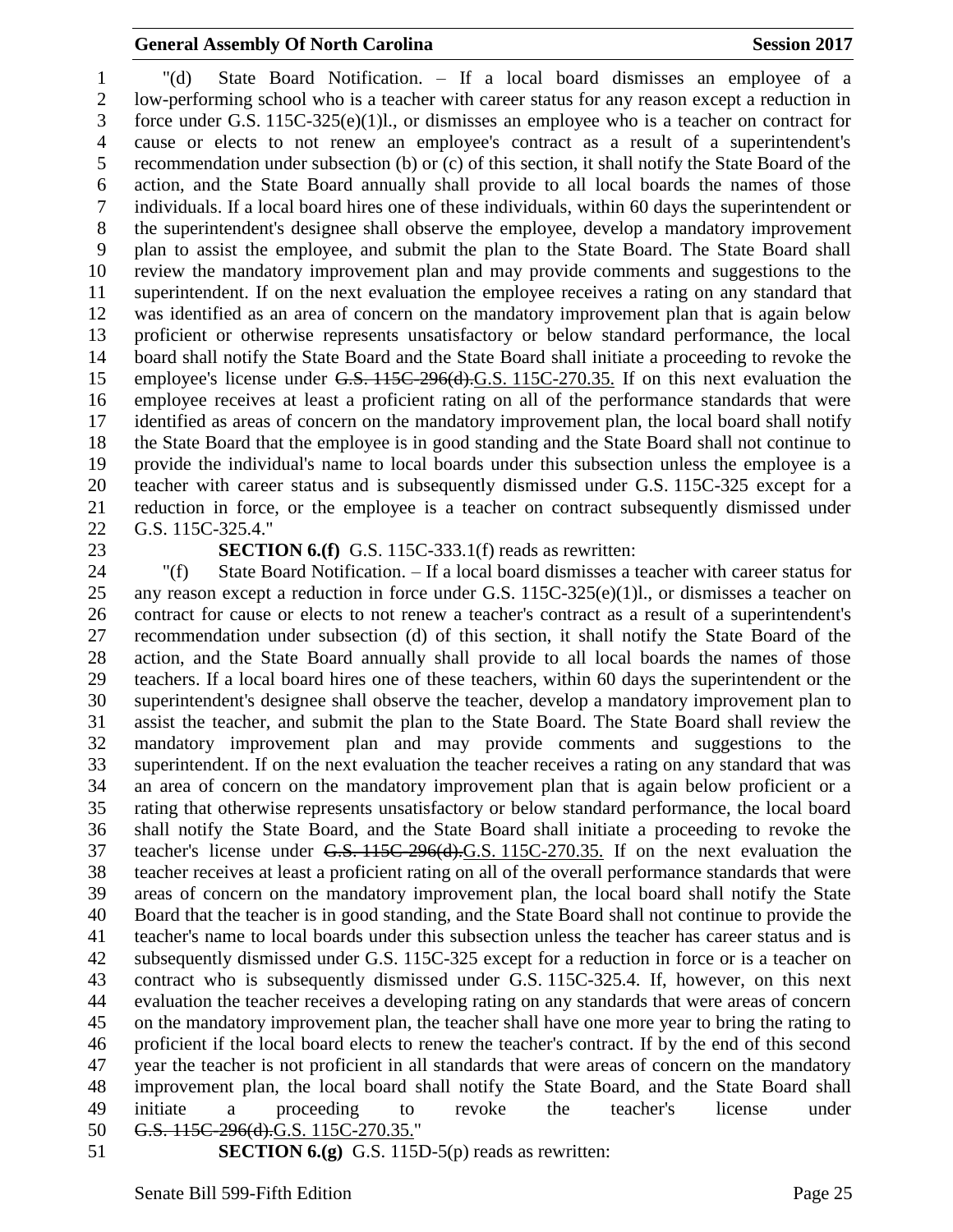"(d) State Board Notification. – If a local board dismisses an employee of a low-performing school who is a teacher with career status for any reason except a reduction in force under G.S. 115C-325(e)(1)l., or dismisses an employee who is a teacher on contract for cause or elects to not renew an employee's contract as a result of a superintendent's recommendation under subsection (b) or (c) of this section, it shall notify the State Board of the action, and the State Board annually shall provide to all local boards the names of those individuals. If a local board hires one of these individuals, within 60 days the superintendent or the superintendent's designee shall observe the employee, develop a mandatory improvement plan to assist the employee, and submit the plan to the State Board. The State Board shall review the mandatory improvement plan and may provide comments and suggestions to the superintendent. If on the next evaluation the employee receives a rating on any standard that was identified as an area of concern on the mandatory improvement plan that is again below proficient or otherwise represents unsatisfactory or below standard performance, the local board shall notify the State Board and the State Board shall initiate a proceeding to revoke the employee's license under ~~G.S. 115C-296(d).~~G.S. 115C-270.35. If on this next evaluation the employee receives at least a proficient rating on all of the performance standards that were identified as areas of concern on the mandatory improvement plan, the local board shall notify the State Board that the employee is in good standing and the State Board shall not continue to provide the individual's name to local boards under this subsection unless the employee is a teacher with career status and is subsequently dismissed under G.S. 115C-325 except for a reduction in force, or the employee is a teacher on contract subsequently dismissed under G.S. 115C-325.4."

**SECTION 6.(f)** G.S. 115C-333.1(f) reads as rewritten:

"(f) State Board Notification. – If a local board dismisses a teacher with career status for any reason except a reduction in force under G.S. 115C-325(e)(1)l., or dismisses a teacher on contract for cause or elects to not renew a teacher's contract as a result of a superintendent's recommendation under subsection (d) of this section, it shall notify the State Board of the action, and the State Board annually shall provide to all local boards the names of those teachers. If a local board hires one of these teachers, within 60 days the superintendent or the superintendent's designee shall observe the teacher, develop a mandatory improvement plan to assist the teacher, and submit the plan to the State Board. The State Board shall review the mandatory improvement plan and may provide comments and suggestions to the superintendent. If on the next evaluation the teacher receives a rating on any standard that was an area of concern on the mandatory improvement plan that is again below proficient or a rating that otherwise represents unsatisfactory or below standard performance, the local board shall notify the State Board, and the State Board shall initiate a proceeding to revoke the teacher's license under ~~G.S. 115C-296(d).~~G.S. 115C-270.35. If on the next evaluation the teacher receives at least a proficient rating on all of the overall performance standards that were areas of concern on the mandatory improvement plan, the local board shall notify the State Board that the teacher is in good standing, and the State Board shall not continue to provide the teacher's name to local boards under this subsection unless the teacher has career status and is subsequently dismissed under G.S. 115C-325 except for a reduction in force or is a teacher on contract who is subsequently dismissed under G.S. 115C-325.4. If, however, on this next evaluation the teacher receives a developing rating on any standards that were areas of concern on the mandatory improvement plan, the teacher shall have one more year to bring the rating to proficient if the local board elects to renew the teacher's contract. If by the end of this second year the teacher is not proficient in all standards that were areas of concern on the mandatory improvement plan, the local board shall notify the State Board, and the State Board shall initiate a proceeding to revoke the teacher's license under ~~G.S. 115C-296(d).~~G.S. 115C-270.35."

**SECTION 6.(g)** G.S. 115D-5(p) reads as rewritten: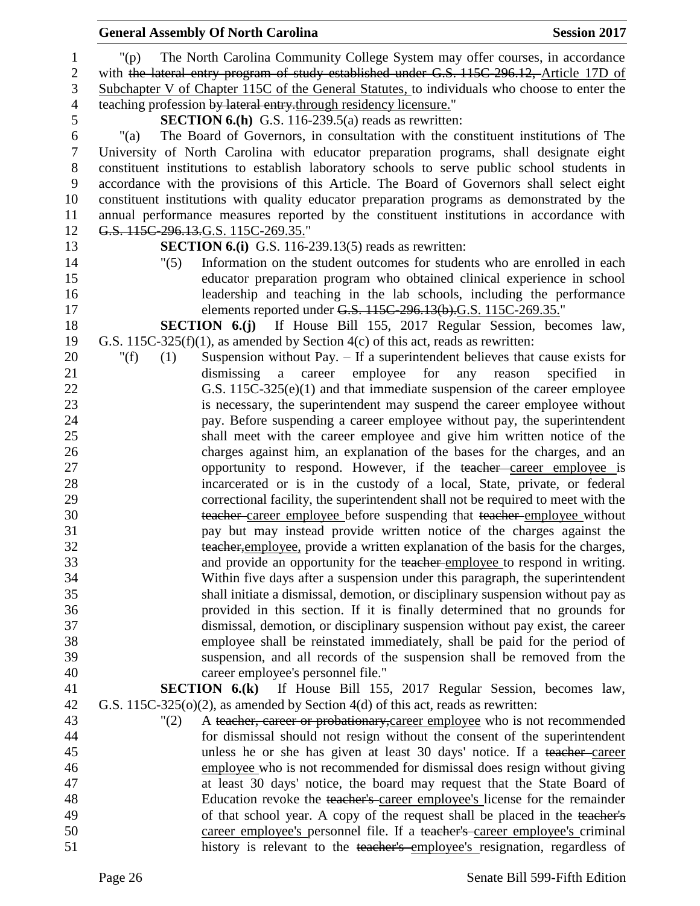"(p) The North Carolina Community College System may offer courses, in accordance with ~~the lateral entry program of study established under G.S. 115C-296.12,~~ Article 17D of Subchapter V of Chapter 115C of the General Statutes, to individuals who choose to enter the teaching profession ~~by lateral entry.~~through residency licensure."

**SECTION 6.(h)** G.S. 116-239.5(a) reads as rewritten:

"(a) The Board of Governors, in consultation with the constituent institutions of The University of North Carolina with educator preparation programs, shall designate eight constituent institutions to establish laboratory schools to serve public school students in accordance with the provisions of this Article. The Board of Governors shall select eight constituent institutions with quality educator preparation programs as demonstrated by the annual performance measures reported by the constituent institutions in accordance with ~~G.S. 115C-296.13.~~G.S. 115C-269.35."

**SECTION 6.(i)** G.S. 116-239.13(5) reads as rewritten:

"(5) Information on the student outcomes for students who are enrolled in each educator preparation program who obtained clinical experience in school leadership and teaching in the lab schools, including the performance elements reported under ~~G.S. 115C-296.13(b).~~G.S. 115C-269.35."

**SECTION 6.(j)** If House Bill 155, 2017 Regular Session, becomes law, G.S. 115C-325(f)(1), as amended by Section 4(c) of this act, reads as rewritten:

"(f) (1) Suspension without Pay. – If a superintendent believes that cause exists for dismissing a career employee for any reason specified in G.S. 115C-325(e)(1) and that immediate suspension of the career employee is necessary, the superintendent may suspend the career employee without pay. Before suspending a career employee without pay, the superintendent shall meet with the career employee and give him written notice of the charges against him, an explanation of the bases for the charges, and an opportunity to respond. However, if the ~~teacher~~ career employee is incarcerated or is in the custody of a local, State, private, or federal correctional facility, the superintendent shall not be required to meet with the ~~teacher~~ career employee before suspending that ~~teacher~~ employee without pay but may instead provide written notice of the charges against the ~~teacher,~~employee, provide a written explanation of the basis for the charges, and provide an opportunity for the ~~teacher~~ employee to respond in writing. Within five days after a suspension under this paragraph, the superintendent shall initiate a dismissal, demotion, or disciplinary suspension without pay as provided in this section. If it is finally determined that no grounds for dismissal, demotion, or disciplinary suspension without pay exist, the career employee shall be reinstated immediately, shall be paid for the period of suspension, and all records of the suspension shall be removed from the career employee's personnel file."

**SECTION 6.(k)** If House Bill 155, 2017 Regular Session, becomes law, G.S. 115C-325(o)(2), as amended by Section 4(d) of this act, reads as rewritten:

"(2) A ~~teacher, career or probationary,~~career employee who is not recommended for dismissal should not resign without the consent of the superintendent unless he or she has given at least 30 days' notice. If a ~~teacher~~ career employee who is not recommended for dismissal does resign without giving at least 30 days' notice, the board may request that the State Board of Education revoke the ~~teacher's~~ career employee's license for the remainder of that school year. A copy of the request shall be placed in the ~~teacher's~~ career employee's personnel file. If a ~~teacher's~~ career employee's criminal history is relevant to the ~~teacher's~~ employee's resignation, regardless of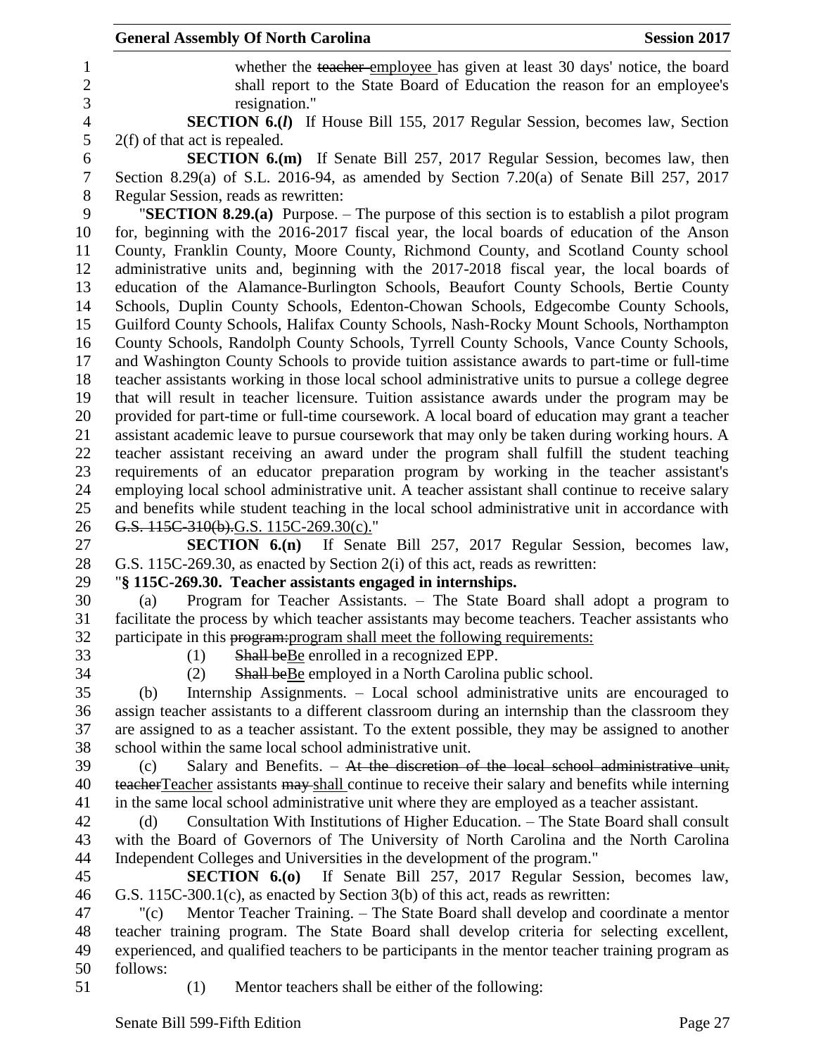whether the ~~teacher~~ <u>employee</u> has given at least 30 days' notice, the board shall report to the State Board of Education the reason for an employee's resignation."

**SECTION 6.(*l*)** If House Bill 155, 2017 Regular Session, becomes law, Section 2(f) of that act is repealed.

**SECTION 6.(m)** If Senate Bill 257, 2017 Regular Session, becomes law, then Section 8.29(a) of S.L. 2016-94, as amended by Section 7.20(a) of Senate Bill 257, 2017 Regular Session, reads as rewritten:

"**SECTION 8.29.(a)** Purpose. – The purpose of this section is to establish a pilot program for, beginning with the 2016-2017 fiscal year, the local boards of education of the Anson County, Franklin County, Moore County, Richmond County, and Scotland County school administrative units and, beginning with the 2017-2018 fiscal year, the local boards of education of the Alamance-Burlington Schools, Beaufort County Schools, Bertie County Schools, Duplin County Schools, Edenton-Chowan Schools, Edgecombe County Schools, Guilford County Schools, Halifax County Schools, Nash-Rocky Mount Schools, Northampton County Schools, Randolph County Schools, Tyrrell County Schools, Vance County Schools, and Washington County Schools to provide tuition assistance awards to part-time or full-time teacher assistants working in those local school administrative units to pursue a college degree that will result in teacher licensure. Tuition assistance awards under the program may be provided for part-time or full-time coursework. A local board of education may grant a teacher assistant academic leave to pursue coursework that may only be taken during working hours. A teacher assistant receiving an award under the program shall fulfill the student teaching requirements of an educator preparation program by working in the teacher assistant's employing local school administrative unit. A teacher assistant shall continue to receive salary and benefits while student teaching in the local school administrative unit in accordance with ~~G.S. 115C-310(b).~~<u>G.S. 115C-269.30(c).</u>"

**SECTION 6.(n)** If Senate Bill 257, 2017 Regular Session, becomes law, G.S. 115C-269.30, as enacted by Section 2(i) of this act, reads as rewritten:

"**§ 115C-269.30. Teacher assistants engaged in internships.**

(a) Program for Teacher Assistants. – The State Board shall adopt a program to facilitate the process by which teacher assistants may become teachers. Teacher assistants who participate in this ~~program:~~<u>program shall meet the following requirements:</u>

(1) ~~Shall be~~<u>Be</u> enrolled in a recognized EPP.

(2) ~~Shall be~~<u>Be</u> employed in a North Carolina public school.

(b) Internship Assignments. – Local school administrative units are encouraged to assign teacher assistants to a different classroom during an internship than the classroom they are assigned to as a teacher assistant. To the extent possible, they may be assigned to another school within the same local school administrative unit.

(c) Salary and Benefits. – ~~At the discretion of the local school administrative unit, teacher~~<u>Teacher</u> assistants ~~may~~ <u>shall</u> continue to receive their salary and benefits while interning in the same local school administrative unit where they are employed as a teacher assistant.

(d) Consultation With Institutions of Higher Education. – The State Board shall consult with the Board of Governors of The University of North Carolina and the North Carolina Independent Colleges and Universities in the development of the program."

**SECTION 6.(o)** If Senate Bill 257, 2017 Regular Session, becomes law, G.S. 115C-300.1(c), as enacted by Section 3(b) of this act, reads as rewritten:

"(c) Mentor Teacher Training. – The State Board shall develop and coordinate a mentor teacher training program. The State Board shall develop criteria for selecting excellent, experienced, and qualified teachers to be participants in the mentor teacher training program as follows:

(1) Mentor teachers shall be either of the following: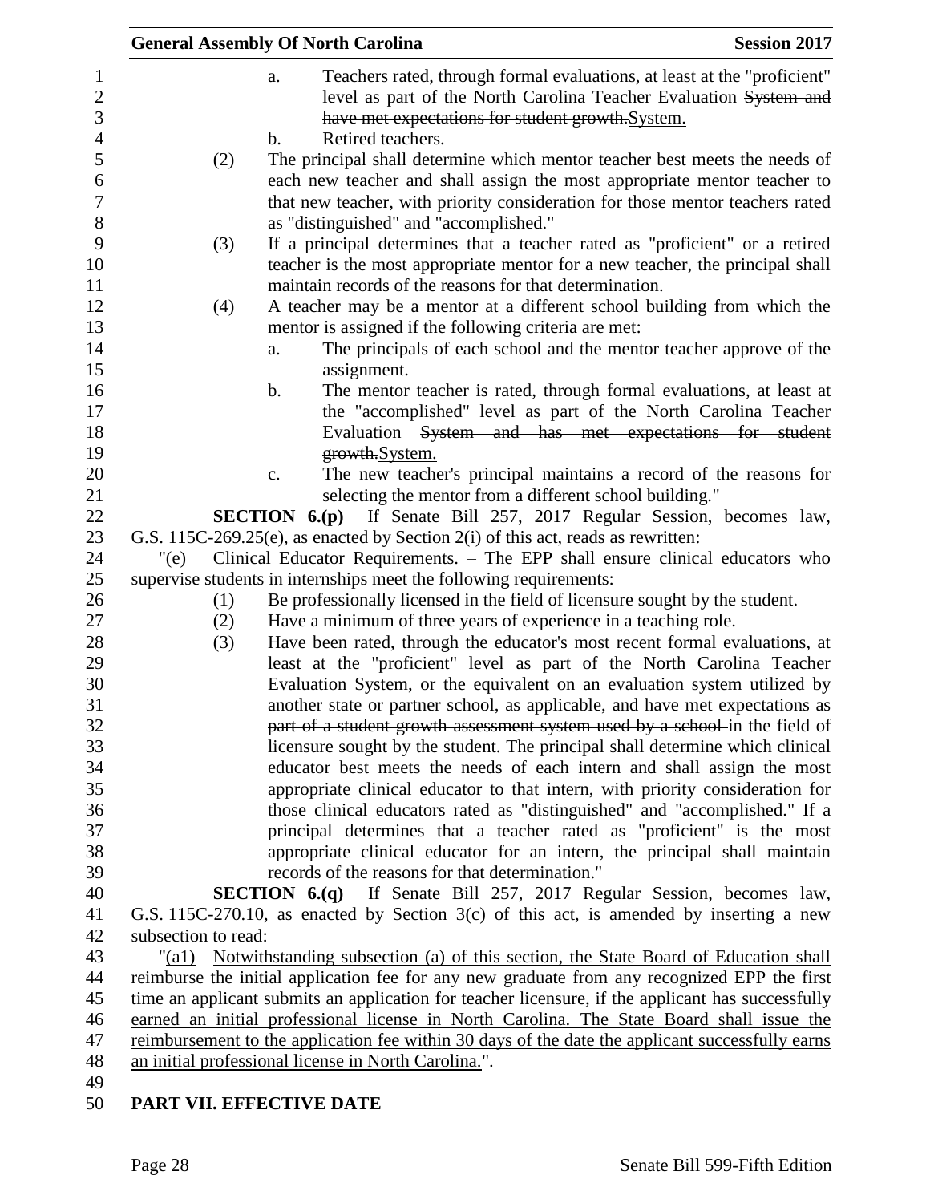a. Teachers rated, through formal evaluations, at least at the "proficient" level as part of the North Carolina Teacher Evaluation ~~System and have met expectations for student growth.~~System.

b. Retired teachers.

(2) The principal shall determine which mentor teacher best meets the needs of each new teacher and shall assign the most appropriate mentor teacher to that new teacher, with priority consideration for those mentor teachers rated as "distinguished" and "accomplished."

(3) If a principal determines that a teacher rated as "proficient" or a retired teacher is the most appropriate mentor for a new teacher, the principal shall maintain records of the reasons for that determination.

(4) A teacher may be a mentor at a different school building from which the mentor is assigned if the following criteria are met:

a. The principals of each school and the mentor teacher approve of the assignment.

b. The mentor teacher is rated, through formal evaluations, at least at the "accomplished" level as part of the North Carolina Teacher Evaluation ~~System and has met expectations for student growth.~~System.

c. The new teacher's principal maintains a record of the reasons for selecting the mentor from a different school building."

**SECTION 6.(p)** If Senate Bill 257, 2017 Regular Session, becomes law, G.S. 115C-269.25(e), as enacted by Section 2(i) of this act, reads as rewritten:

"(e) Clinical Educator Requirements. – The EPP shall ensure clinical educators who supervise students in internships meet the following requirements:

(1) Be professionally licensed in the field of licensure sought by the student.

(2) Have a minimum of three years of experience in a teaching role.

(3) Have been rated, through the educator's most recent formal evaluations, at least at the "proficient" level as part of the North Carolina Teacher Evaluation System, or the equivalent on an evaluation system utilized by another state or partner school, as applicable, ~~and have met expectations as part of a student growth assessment system used by a school~~ in the field of licensure sought by the student. The principal shall determine which clinical educator best meets the needs of each intern and shall assign the most appropriate clinical educator to that intern, with priority consideration for those clinical educators rated as "distinguished" and "accomplished." If a principal determines that a teacher rated as "proficient" is the most appropriate clinical educator for an intern, the principal shall maintain records of the reasons for that determination."

**SECTION 6.(q)** If Senate Bill 257, 2017 Regular Session, becomes law, G.S. 115C-270.10, as enacted by Section 3(c) of this act, is amended by inserting a new subsection to read:

"<u>(a1) Notwithstanding subsection (a) of this section, the State Board of Education shall reimburse the initial application fee for any new graduate from any recognized EPP the first time an applicant submits an application for teacher licensure, if the applicant has successfully earned an initial professional license in North Carolina. The State Board shall issue the reimbursement to the application fee within 30 days of the date the applicant successfully earns an initial professional license in North Carolina.</u>".

## PART VII. EFFECTIVE DATE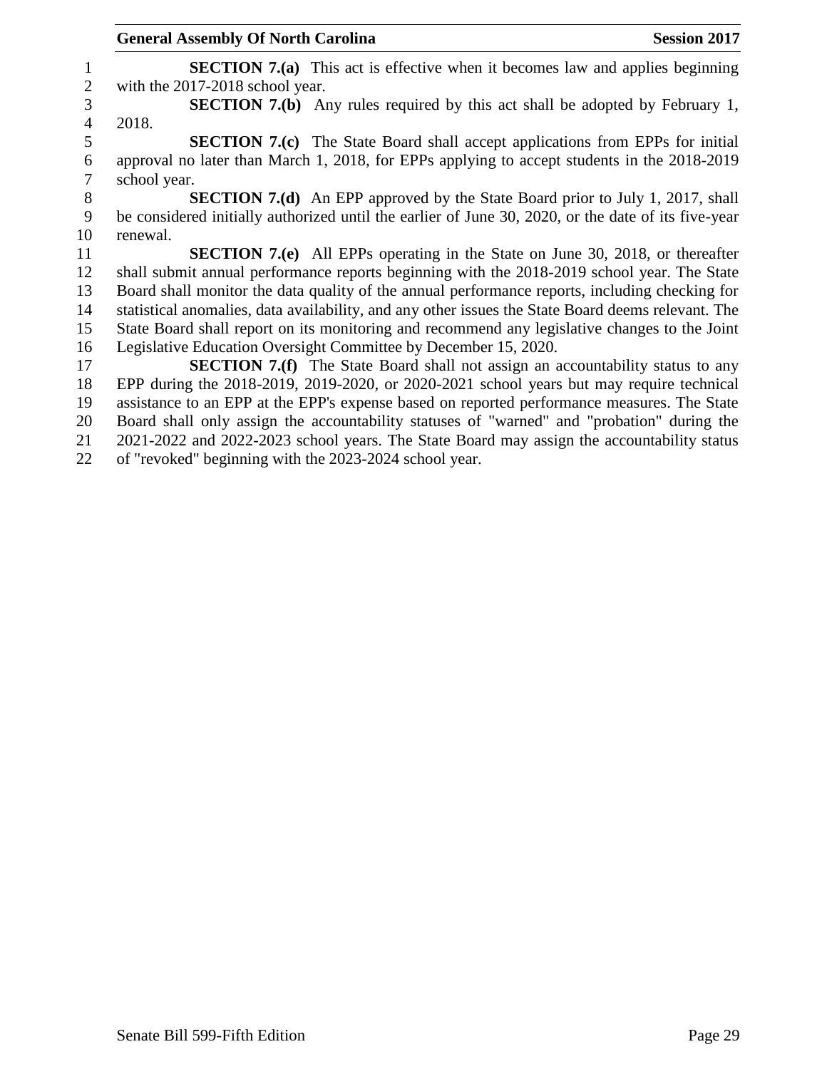**SECTION 7.(a)** This act is effective when it becomes law and applies beginning with the 2017-2018 school year.

**SECTION 7.(b)** Any rules required by this act shall be adopted by February 1, 2018.

**SECTION 7.(c)** The State Board shall accept applications from EPPs for initial approval no later than March 1, 2018, for EPPs applying to accept students in the 2018-2019 school year.

**SECTION 7.(d)** An EPP approved by the State Board prior to July 1, 2017, shall be considered initially authorized until the earlier of June 30, 2020, or the date of its five-year renewal.

**SECTION 7.(e)** All EPPs operating in the State on June 30, 2018, or thereafter shall submit annual performance reports beginning with the 2018-2019 school year. The State Board shall monitor the data quality of the annual performance reports, including checking for statistical anomalies, data availability, and any other issues the State Board deems relevant. The State Board shall report on its monitoring and recommend any legislative changes to the Joint Legislative Education Oversight Committee by December 15, 2020.

**SECTION 7.(f)** The State Board shall not assign an accountability status to any EPP during the 2018-2019, 2019-2020, or 2020-2021 school years but may require technical assistance to an EPP at the EPP's expense based on reported performance measures. The State Board shall only assign the accountability statuses of "warned" and "probation" during the 2021-2022 and 2022-2023 school years. The State Board may assign the accountability status of "revoked" beginning with the 2023-2024 school year.